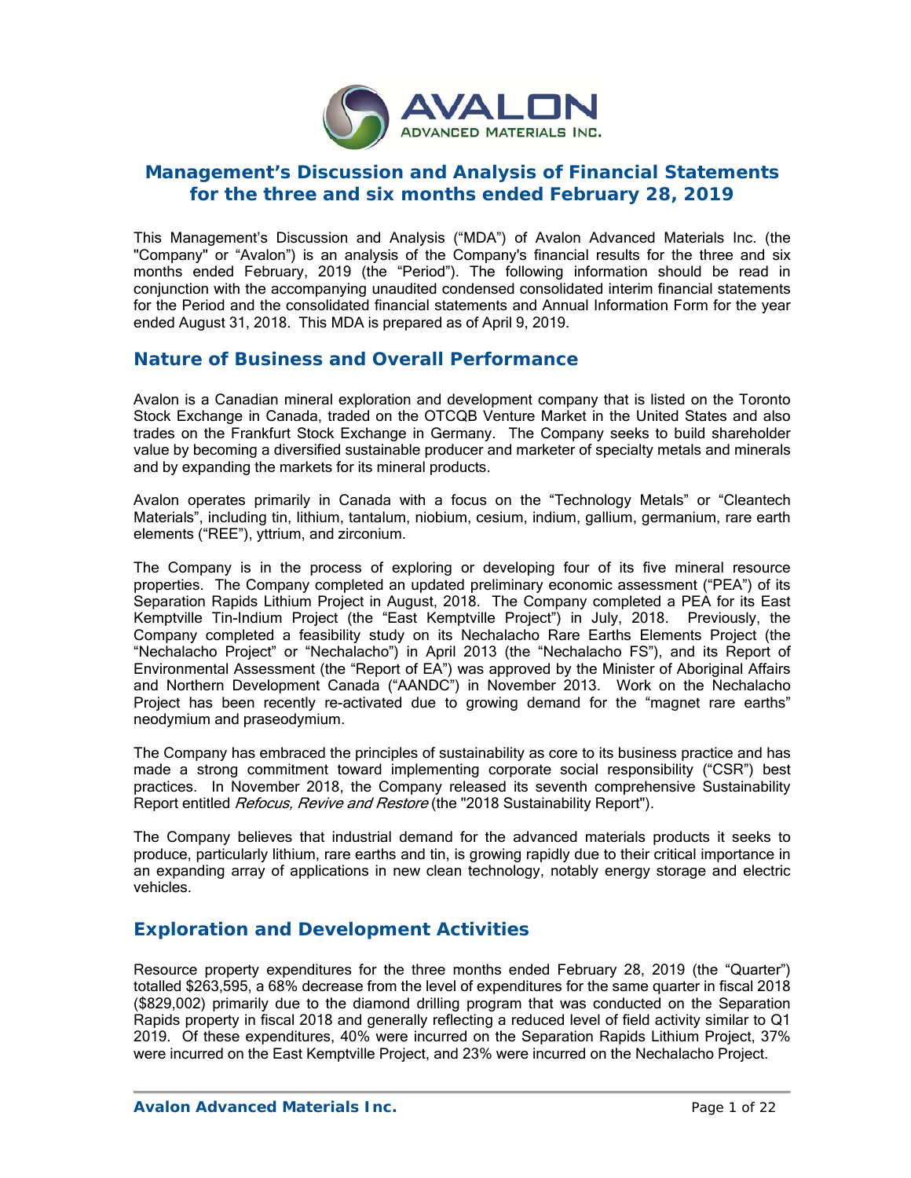# Management's Discussion and Analysis of Financial Statements for the three and six months ended February 28, 2019

This Management's Discussion and Analysis ("MDA") of Avalon Advanced Materials Inc. (the "Company" or "Avalon") is an analysis of the Company's financial results for the three and six months ended February, 2019 (the "Period"). The following information should be read in conjunction with the accompanying unaudited condensed consolidated interim financial statements for the Period and the consolidated financial statements and Annual Information Form for the year ended August 31, 2018. This MDA is prepared as of April 9, 2019.

## Nature of Business and Overall Performance

Avalon is a Canadian mineral exploration and development company that is listed on the Toronto Stock Exchange in Canada, traded on the OTCQB Venture Market in the United States and also trades on the Frankfurt Stock Exchange in Germany. The Company seeks to build shareholder value by becoming a diversified sustainable producer and marketer of specialty metals and minerals and by expanding the markets for its mineral products.

Avalon operates primarily in Canada with a focus on the "Technology Metals" or "Cleantech Materials", including tin, lithium, tantalum, niobium, cesium, indium, gallium, germanium, rare earth elements ("REE"), yttrium, and zirconium.

The Company is in the process of exploring or developing four of its five mineral resource properties. The Company completed an updated preliminary economic assessment ("PEA") of its Separation Rapids Lithium Project in August, 2018. The Company completed a PEA for its East Kemptville Tin-Indium Project (the "East Kemptville Project") in July, 2018. Previously, the Company completed a feasibility study on its Nechalacho Rare Earths Elements Project (the "Nechalacho Project" or "Nechalacho") in April 2013 (the "Nechalacho FS"), and its Report of Environmental Assessment (the "Report of EA") was approved by the Minister of Aboriginal Affairs and Northern Development Canada ("AANDC") in November 2013. Work on the Nechalacho Project has been recently re-activated due to growing demand for the "magnet rare earths" neodymium and praseodymium.

The Company has embraced the principles of sustainability as core to its business practice and has made a strong commitment toward implementing corporate social responsibility ("CSR") best practices. In November 2018, the Company released its seventh comprehensive Sustainability Report entitled *Refocus, Revive and Restore* (the "2018 Sustainability Report").

The Company believes that industrial demand for the advanced materials products it seeks to produce, particularly lithium, rare earths and tin, is growing rapidly due to their critical importance in an expanding array of applications in new clean technology, notably energy storage and electric vehicles.

## Exploration and Development Activities

Resource property expenditures for the three months ended February 28, 2019 (the "Quarter") totalled $263,595, a 68% decrease from the level of expenditures for the same quarter in fiscal 2018 ($829,002) primarily due to the diamond drilling program that was conducted on the Separation Rapids property in fiscal 2018 and generally reflecting a reduced level of field activity similar to Q1 2019. Of these expenditures, 40% were incurred on the Separation Rapids Lithium Project, 37% were incurred on the East Kemptville Project, and 23% were incurred on the Nechalacho Project.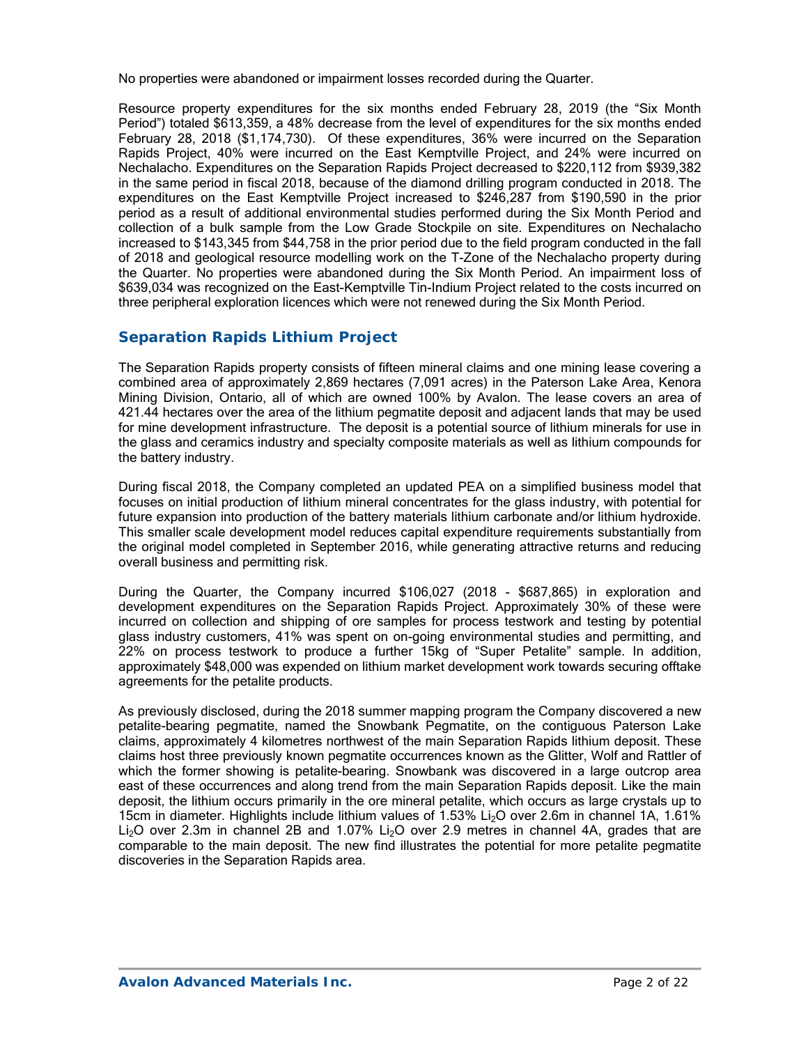No properties were abandoned or impairment losses recorded during the Quarter.

Resource property expenditures for the six months ended February 28, 2019 (the "Six Month Period") totaled $613,359, a 48% decrease from the level of expenditures for the six months ended February 28, 2018 ($1,174,730). Of these expenditures, 36% were incurred on the Separation Rapids Project, 40% were incurred on the East Kemptville Project, and 24% were incurred on Nechalacho. Expenditures on the Separation Rapids Project decreased to $220,112 from $939,382 in the same period in fiscal 2018, because of the diamond drilling program conducted in 2018. The expenditures on the East Kemptville Project increased to $246,287 from $190,590 in the prior period as a result of additional environmental studies performed during the Six Month Period and collection of a bulk sample from the Low Grade Stockpile on site. Expenditures on Nechalacho increased to $143,345 from $44,758 in the prior period due to the field program conducted in the fall of 2018 and geological resource modelling work on the T-Zone of the Nechalacho property during the Quarter. No properties were abandoned during the Six Month Period. An impairment loss of $639,034 was recognized on the East-Kemptville Tin-Indium Project related to the costs incurred on three peripheral exploration licences which were not renewed during the Six Month Period.

## Separation Rapids Lithium Project

The Separation Rapids property consists of fifteen mineral claims and one mining lease covering a combined area of approximately 2,869 hectares (7,091 acres) in the Paterson Lake Area, Kenora Mining Division, Ontario, all of which are owned 100% by Avalon. The lease covers an area of 421.44 hectares over the area of the lithium pegmatite deposit and adjacent lands that may be used for mine development infrastructure. The deposit is a potential source of lithium minerals for use in the glass and ceramics industry and specialty composite materials as well as lithium compounds for the battery industry.

During fiscal 2018, the Company completed an updated PEA on a simplified business model that focuses on initial production of lithium mineral concentrates for the glass industry, with potential for future expansion into production of the battery materials lithium carbonate and/or lithium hydroxide. This smaller scale development model reduces capital expenditure requirements substantially from the original model completed in September 2016, while generating attractive returns and reducing overall business and permitting risk.

During the Quarter, the Company incurred $106,027 (2018 - $687,865) in exploration and development expenditures on the Separation Rapids Project. Approximately 30% of these were incurred on collection and shipping of ore samples for process testwork and testing by potential glass industry customers, 41% was spent on on-going environmental studies and permitting, and 22% on process testwork to produce a further 15kg of "Super Petalite" sample. In addition, approximately $48,000 was expended on lithium market development work towards securing offtake agreements for the petalite products.

As previously disclosed, during the 2018 summer mapping program the Company discovered a new petalite-bearing pegmatite, named the Snowbank Pegmatite, on the contiguous Paterson Lake claims, approximately 4 kilometres northwest of the main Separation Rapids lithium deposit. These claims host three previously known pegmatite occurrences known as the Glitter, Wolf and Rattler of which the former showing is petalite-bearing. Snowbank was discovered in a large outcrop area east of these occurrences and along trend from the main Separation Rapids deposit. Like the main deposit, the lithium occurs primarily in the ore mineral petalite, which occurs as large crystals up to 15cm in diameter. Highlights include lithium values of 1.53% $Li_2O$ over 2.6m in channel 1A, 1.61% $Li_2O$ over 2.3m in channel 2B and 1.07% $Li_2O$ over 2.9 metres in channel 4A, grades that are comparable to the main deposit. The new find illustrates the potential for more petalite pegmatite discoveries in the Separation Rapids area.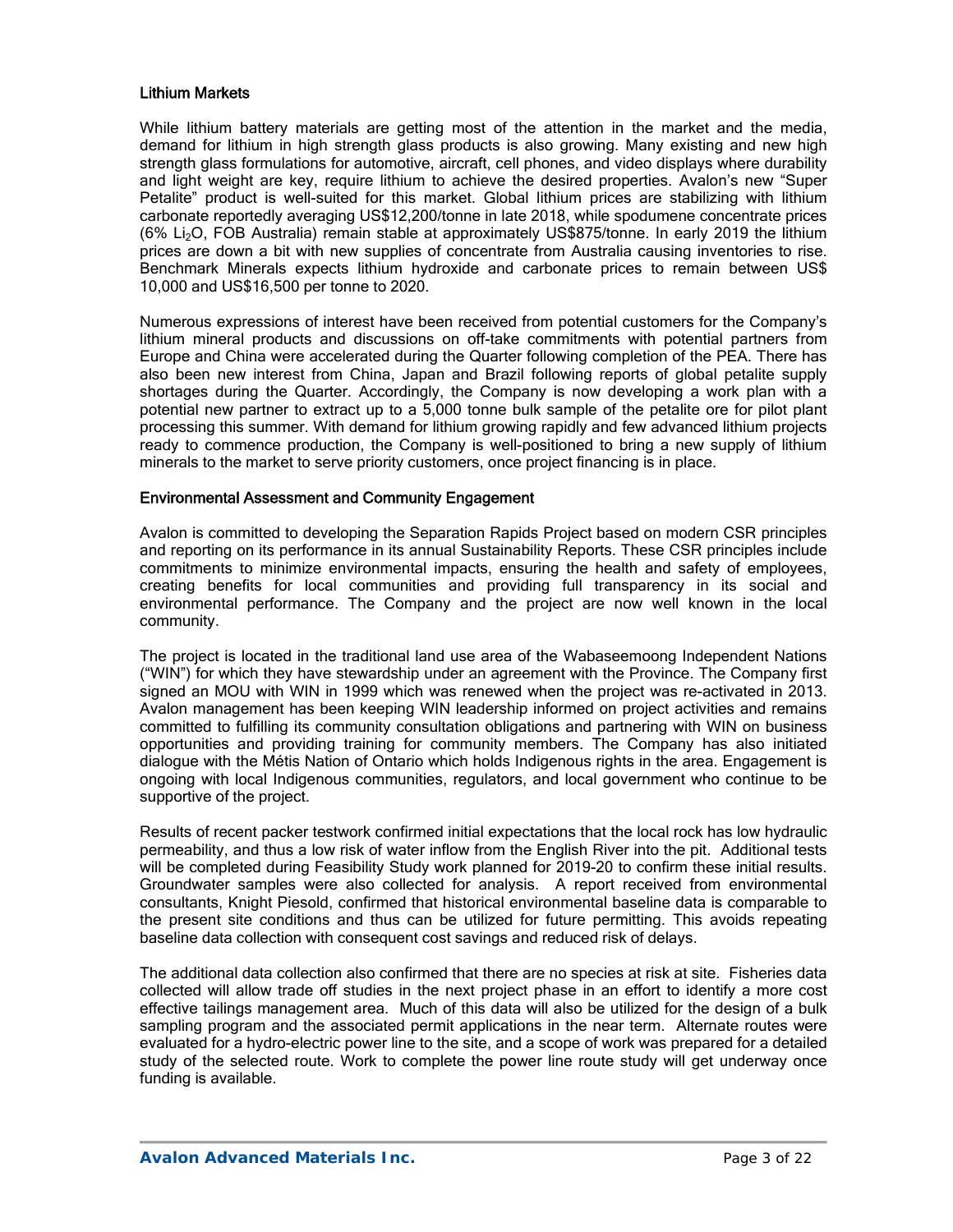### Lithium Markets

While lithium battery materials are getting most of the attention in the market and the media, demand for lithium in high strength glass products is also growing. Many existing and new high strength glass formulations for automotive, aircraft, cell phones, and video displays where durability and light weight are key, require lithium to achieve the desired properties. Avalon's new "Super Petalite" product is well-suited for this market. Global lithium prices are stabilizing with lithium carbonate reportedly averaging US$12,200/tonne in late 2018, while spodumene concentrate prices (6% $Li_2O$, FOB Australia) remain stable at approximately US$875/tonne. In early 2019 the lithium prices are down a bit with new supplies of concentrate from Australia causing inventories to rise. Benchmark Minerals expects lithium hydroxide and carbonate prices to remain between US$ 10,000 and US$16,500 per tonne to 2020.

Numerous expressions of interest have been received from potential customers for the Company's lithium mineral products and discussions on off-take commitments with potential partners from Europe and China were accelerated during the Quarter following completion of the PEA. There has also been new interest from China, Japan and Brazil following reports of global petalite supply shortages during the Quarter. Accordingly, the Company is now developing a work plan with a potential new partner to extract up to a 5,000 tonne bulk sample of the petalite ore for pilot plant processing this summer. With demand for lithium growing rapidly and few advanced lithium projects ready to commence production, the Company is well-positioned to bring a new supply of lithium minerals to the market to serve priority customers, once project financing is in place.

### Environmental Assessment and Community Engagement

Avalon is committed to developing the Separation Rapids Project based on modern CSR principles and reporting on its performance in its annual Sustainability Reports. These CSR principles include commitments to minimize environmental impacts, ensuring the health and safety of employees, creating benefits for local communities and providing full transparency in its social and environmental performance. The Company and the project are now well known in the local community.

The project is located in the traditional land use area of the Wabaseemoong Independent Nations ("WIN") for which they have stewardship under an agreement with the Province. The Company first signed an MOU with WIN in 1999 which was renewed when the project was re-activated in 2013. Avalon management has been keeping WIN leadership informed on project activities and remains committed to fulfilling its community consultation obligations and partnering with WIN on business opportunities and providing training for community members. The Company has also initiated dialogue with the Métis Nation of Ontario which holds Indigenous rights in the area. Engagement is ongoing with local Indigenous communities, regulators, and local government who continue to be supportive of the project.

Results of recent packer testwork confirmed initial expectations that the local rock has low hydraulic permeability, and thus a low risk of water inflow from the English River into the pit. Additional tests will be completed during Feasibility Study work planned for 2019-20 to confirm these initial results. Groundwater samples were also collected for analysis. A report received from environmental consultants, Knight Piesold, confirmed that historical environmental baseline data is comparable to the present site conditions and thus can be utilized for future permitting. This avoids repeating baseline data collection with consequent cost savings and reduced risk of delays.

The additional data collection also confirmed that there are no species at risk at site. Fisheries data collected will allow trade off studies in the next project phase in an effort to identify a more cost effective tailings management area. Much of this data will also be utilized for the design of a bulk sampling program and the associated permit applications in the near term. Alternate routes were evaluated for a hydro-electric power line to the site, and a scope of work was prepared for a detailed study of the selected route. Work to complete the power line route study will get underway once funding is available.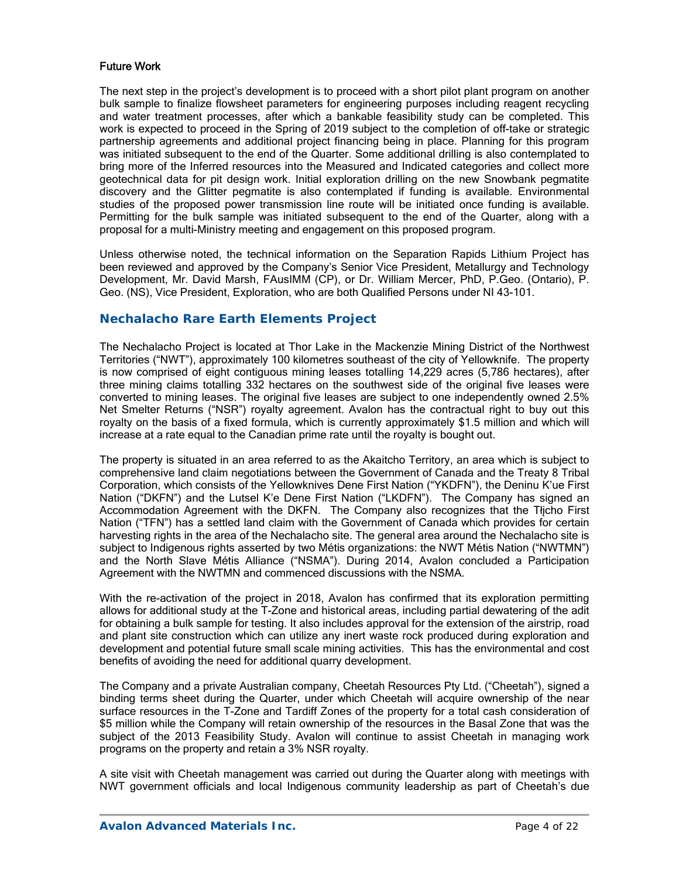### Future Work

The next step in the project's development is to proceed with a short pilot plant program on another bulk sample to finalize flowsheet parameters for engineering purposes including reagent recycling and water treatment processes, after which a bankable feasibility study can be completed. This work is expected to proceed in the Spring of 2019 subject to the completion of off-take or strategic partnership agreements and additional project financing being in place. Planning for this program was initiated subsequent to the end of the Quarter. Some additional drilling is also contemplated to bring more of the Inferred resources into the Measured and Indicated categories and collect more geotechnical data for pit design work. Initial exploration drilling on the new Snowbank pegmatite discovery and the Glitter pegmatite is also contemplated if funding is available. Environmental studies of the proposed power transmission line route will be initiated once funding is available. Permitting for the bulk sample was initiated subsequent to the end of the Quarter, along with a proposal for a multi-Ministry meeting and engagement on this proposed program.

Unless otherwise noted, the technical information on the Separation Rapids Lithium Project has been reviewed and approved by the Company's Senior Vice President, Metallurgy and Technology Development, Mr. David Marsh, FAusIMM (CP), or Dr. William Mercer, PhD, P.Geo. (Ontario), P. Geo. (NS), Vice President, Exploration, who are both Qualified Persons under NI 43-101.

## Nechalacho Rare Earth Elements Project

The Nechalacho Project is located at Thor Lake in the Mackenzie Mining District of the Northwest Territories ("NWT"), approximately 100 kilometres southeast of the city of Yellowknife. The property is now comprised of eight contiguous mining leases totalling 14,229 acres (5,786 hectares), after three mining claims totalling 332 hectares on the southwest side of the original five leases were converted to mining leases. The original five leases are subject to one independently owned 2.5% Net Smelter Returns ("NSR") royalty agreement. Avalon has the contractual right to buy out this royalty on the basis of a fixed formula, which is currently approximately $1.5 million and which will increase at a rate equal to the Canadian prime rate until the royalty is bought out.

The property is situated in an area referred to as the Akaitcho Territory, an area which is subject to comprehensive land claim negotiations between the Government of Canada and the Treaty 8 Tribal Corporation, which consists of the Yellowknives Dene First Nation ("YKDFN"), the Deninu K'ue First Nation ("DKFN") and the Lutsel K'e Dene First Nation ("LKDFN"). The Company has signed an Accommodation Agreement with the DKFN. The Company also recognizes that the Tłı̨chǫ First Nation ("TFN") has a settled land claim with the Government of Canada which provides for certain harvesting rights in the area of the Nechalacho site. The general area around the Nechalacho site is subject to Indigenous rights asserted by two Métis organizations: the NWT Métis Nation ("NWTMN") and the North Slave Métis Alliance ("NSMA"). During 2014, Avalon concluded a Participation Agreement with the NWTMN and commenced discussions with the NSMA.

With the re-activation of the project in 2018, Avalon has confirmed that its exploration permitting allows for additional study at the T-Zone and historical areas, including partial dewatering of the adit for obtaining a bulk sample for testing. It also includes approval for the extension of the airstrip, road and plant site construction which can utilize any inert waste rock produced during exploration and development and potential future small scale mining activities. This has the environmental and cost benefits of avoiding the need for additional quarry development.

The Company and a private Australian company, Cheetah Resources Pty Ltd. ("Cheetah"), signed a binding terms sheet during the Quarter, under which Cheetah will acquire ownership of the near surface resources in the T-Zone and Tardiff Zones of the property for a total cash consideration of $5 million while the Company will retain ownership of the resources in the Basal Zone that was the subject of the 2013 Feasibility Study. Avalon will continue to assist Cheetah in managing work programs on the property and retain a 3% NSR royalty.

A site visit with Cheetah management was carried out during the Quarter along with meetings with NWT government officials and local Indigenous community leadership as part of Cheetah's due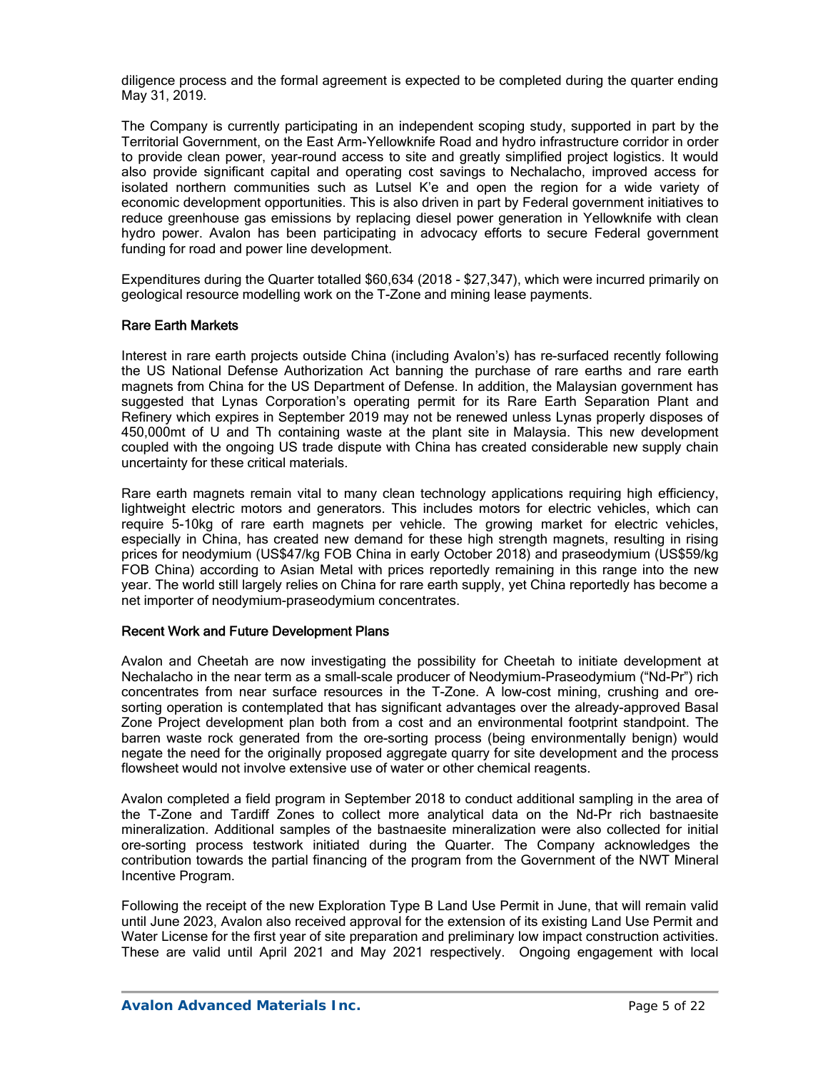diligence process and the formal agreement is expected to be completed during the quarter ending May 31, 2019.

The Company is currently participating in an independent scoping study, supported in part by the Territorial Government, on the East Arm-Yellowknife Road and hydro infrastructure corridor in order to provide clean power, year-round access to site and greatly simplified project logistics. It would also provide significant capital and operating cost savings to Nechalacho, improved access for isolated northern communities such as Lutsel K'e and open the region for a wide variety of economic development opportunities. This is also driven in part by Federal government initiatives to reduce greenhouse gas emissions by replacing diesel power generation in Yellowknife with clean hydro power. Avalon has been participating in advocacy efforts to secure Federal government funding for road and power line development.

Expenditures during the Quarter totalled $60,634 (2018 - $27,347), which were incurred primarily on geological resource modelling work on the T-Zone and mining lease payments.

### Rare Earth Markets

Interest in rare earth projects outside China (including Avalon's) has re-surfaced recently following the US National Defense Authorization Act banning the purchase of rare earths and rare earth magnets from China for the US Department of Defense. In addition, the Malaysian government has suggested that Lynas Corporation's operating permit for its Rare Earth Separation Plant and Refinery which expires in September 2019 may not be renewed unless Lynas properly disposes of 450,000mt of U and Th containing waste at the plant site in Malaysia. This new development coupled with the ongoing US trade dispute with China has created considerable new supply chain uncertainty for these critical materials.

Rare earth magnets remain vital to many clean technology applications requiring high efficiency, lightweight electric motors and generators. This includes motors for electric vehicles, which can require 5-10kg of rare earth magnets per vehicle. The growing market for electric vehicles, especially in China, has created new demand for these high strength magnets, resulting in rising prices for neodymium (US$47/kg FOB China in early October 2018) and praseodymium (US$59/kg FOB China) according to Asian Metal with prices reportedly remaining in this range into the new year. The world still largely relies on China for rare earth supply, yet China reportedly has become a net importer of neodymium-praseodymium concentrates.

### Recent Work and Future Development Plans

Avalon and Cheetah are now investigating the possibility for Cheetah to initiate development at Nechalacho in the near term as a small-scale producer of Neodymium-Praseodymium ("Nd-Pr") rich concentrates from near surface resources in the T-Zone. A low-cost mining, crushing and ore-sorting operation is contemplated that has significant advantages over the already-approved Basal Zone Project development plan both from a cost and an environmental footprint standpoint. The barren waste rock generated from the ore-sorting process (being environmentally benign) would negate the need for the originally proposed aggregate quarry for site development and the process flowsheet would not involve extensive use of water or other chemical reagents.

Avalon completed a field program in September 2018 to conduct additional sampling in the area of the T-Zone and Tardiff Zones to collect more analytical data on the Nd-Pr rich bastnaesite mineralization. Additional samples of the bastnaesite mineralization were also collected for initial ore-sorting process testwork initiated during the Quarter. The Company acknowledges the contribution towards the partial financing of the program from the Government of the NWT Mineral Incentive Program.

Following the receipt of the new Exploration Type B Land Use Permit in June, that will remain valid until June 2023, Avalon also received approval for the extension of its existing Land Use Permit and Water License for the first year of site preparation and preliminary low impact construction activities. These are valid until April 2021 and May 2021 respectively. Ongoing engagement with local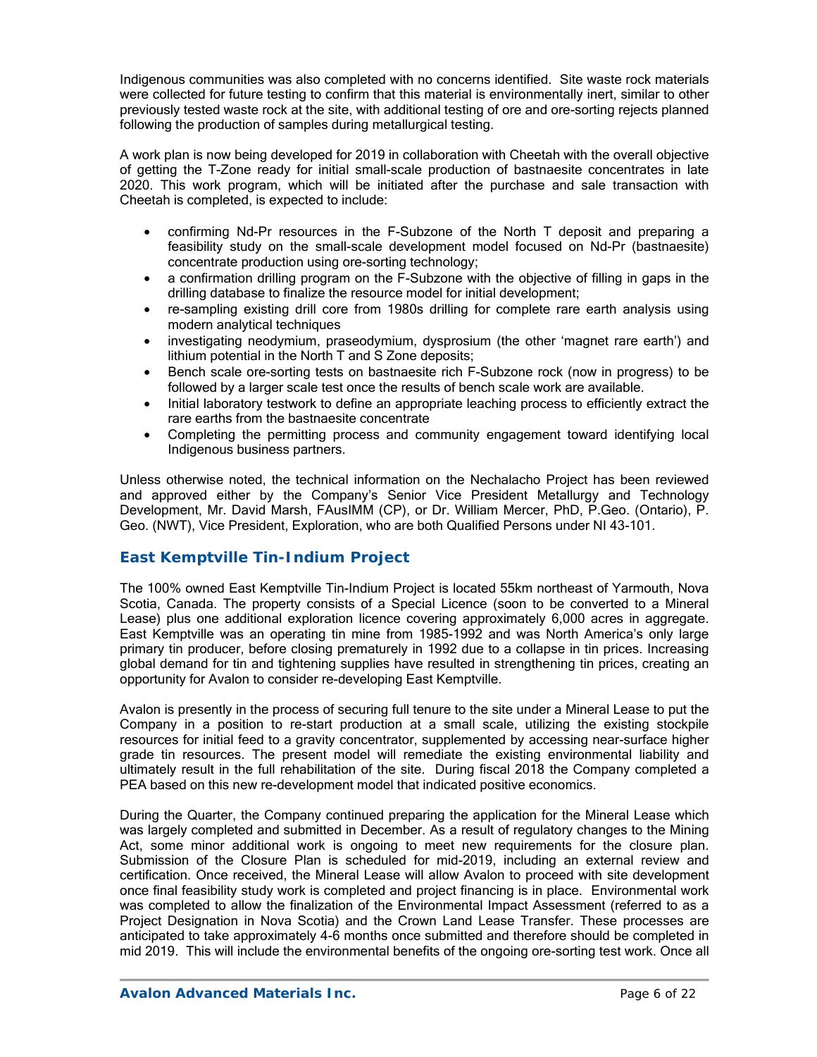Indigenous communities was also completed with no concerns identified. Site waste rock materials were collected for future testing to confirm that this material is environmentally inert, similar to other previously tested waste rock at the site, with additional testing of ore and ore-sorting rejects planned following the production of samples during metallurgical testing.

A work plan is now being developed for 2019 in collaboration with Cheetah with the overall objective of getting the T-Zone ready for initial small-scale production of bastnaesite concentrates in late 2020. This work program, which will be initiated after the purchase and sale transaction with Cheetah is completed, is expected to include:

- confirming Nd-Pr resources in the F-Subzone of the North T deposit and preparing a feasibility study on the small-scale development model focused on Nd-Pr (bastnaesite) concentrate production using ore-sorting technology;
- a confirmation drilling program on the F-Subzone with the objective of filling in gaps in the drilling database to finalize the resource model for initial development;
- re-sampling existing drill core from 1980s drilling for complete rare earth analysis using modern analytical techniques
- investigating neodymium, praseodymium, dysprosium (the other 'magnet rare earth') and lithium potential in the North T and S Zone deposits;
- Bench scale ore-sorting tests on bastnaesite rich F-Subzone rock (now in progress) to be followed by a larger scale test once the results of bench scale work are available.
- Initial laboratory testwork to define an appropriate leaching process to efficiently extract the rare earths from the bastnaesite concentrate
- Completing the permitting process and community engagement toward identifying local Indigenous business partners.

Unless otherwise noted, the technical information on the Nechalacho Project has been reviewed and approved either by the Company's Senior Vice President Metallurgy and Technology Development, Mr. David Marsh, FAusIMM (CP), or Dr. William Mercer, PhD, P.Geo. (Ontario), P. Geo. (NWT), Vice President, Exploration, who are both Qualified Persons under NI 43-101.

## East Kemptville Tin-Indium Project

The 100% owned East Kemptville Tin-Indium Project is located 55km northeast of Yarmouth, Nova Scotia, Canada. The property consists of a Special Licence (soon to be converted to a Mineral Lease) plus one additional exploration licence covering approximately 6,000 acres in aggregate. East Kemptville was an operating tin mine from 1985-1992 and was North America's only large primary tin producer, before closing prematurely in 1992 due to a collapse in tin prices. Increasing global demand for tin and tightening supplies have resulted in strengthening tin prices, creating an opportunity for Avalon to consider re-developing East Kemptville.

Avalon is presently in the process of securing full tenure to the site under a Mineral Lease to put the Company in a position to re-start production at a small scale, utilizing the existing stockpile resources for initial feed to a gravity concentrator, supplemented by accessing near-surface higher grade tin resources. The present model will remediate the existing environmental liability and ultimately result in the full rehabilitation of the site. During fiscal 2018 the Company completed a PEA based on this new re-development model that indicated positive economics.

During the Quarter, the Company continued preparing the application for the Mineral Lease which was largely completed and submitted in December. As a result of regulatory changes to the Mining Act, some minor additional work is ongoing to meet new requirements for the closure plan. Submission of the Closure Plan is scheduled for mid-2019, including an external review and certification. Once received, the Mineral Lease will allow Avalon to proceed with site development once final feasibility study work is completed and project financing is in place. Environmental work was completed to allow the finalization of the Environmental Impact Assessment (referred to as a Project Designation in Nova Scotia) and the Crown Land Lease Transfer. These processes are anticipated to take approximately 4-6 months once submitted and therefore should be completed in mid 2019. This will include the environmental benefits of the ongoing ore-sorting test work. Once all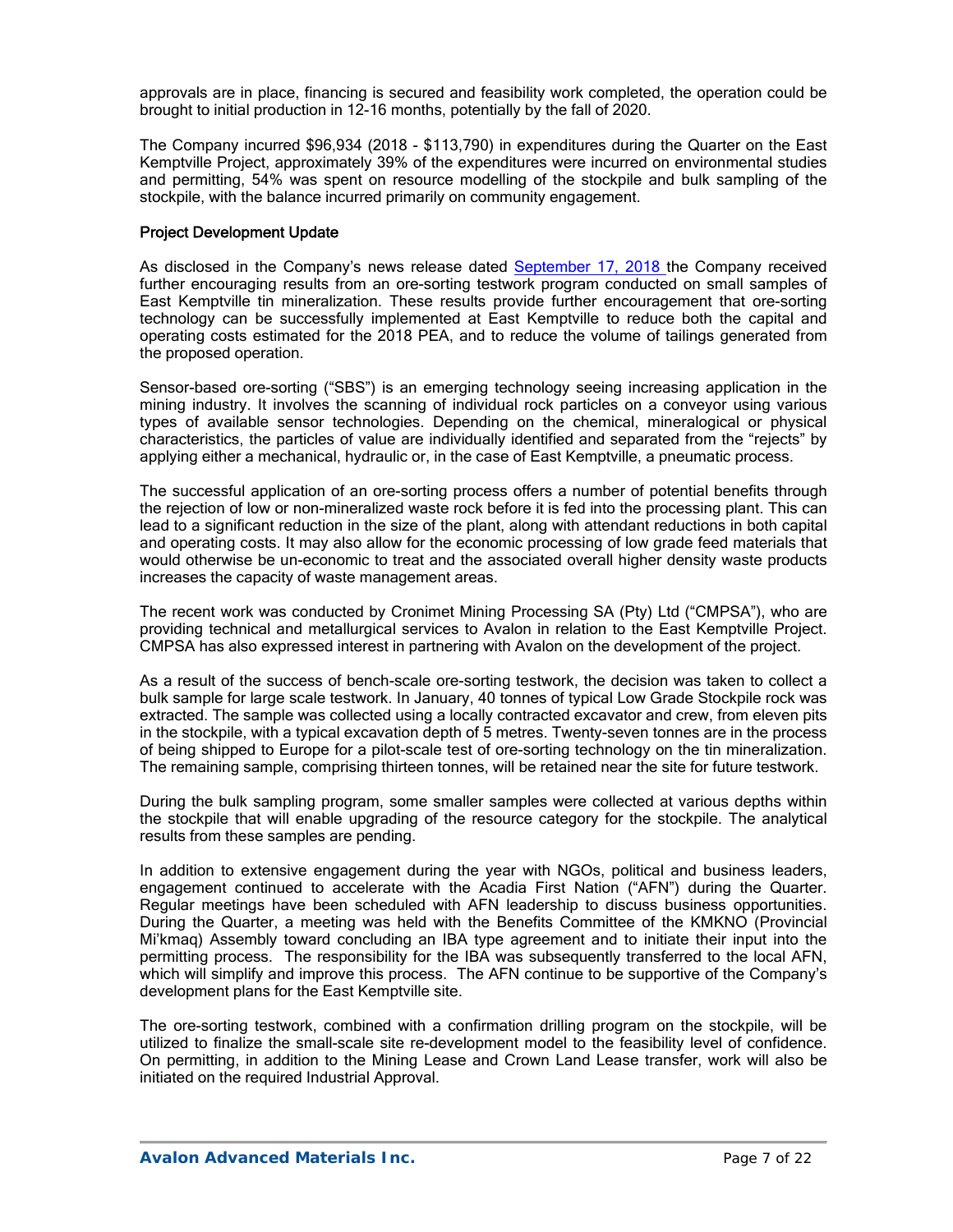approvals are in place, financing is secured and feasibility work completed, the operation could be brought to initial production in 12-16 months, potentially by the fall of 2020.

The Company incurred $96,934 (2018 - $113,790) in expenditures during the Quarter on the East Kemptville Project, approximately 39% of the expenditures were incurred on environmental studies and permitting, 54% was spent on resource modelling of the stockpile and bulk sampling of the stockpile, with the balance incurred primarily on community engagement.

### Project Development Update

As disclosed in the Company's news release dated September 17, 2018 the Company received further encouraging results from an ore-sorting testwork program conducted on small samples of East Kemptville tin mineralization. These results provide further encouragement that ore-sorting technology can be successfully implemented at East Kemptville to reduce both the capital and operating costs estimated for the 2018 PEA, and to reduce the volume of tailings generated from the proposed operation.

Sensor-based ore-sorting ("SBS") is an emerging technology seeing increasing application in the mining industry. It involves the scanning of individual rock particles on a conveyor using various types of available sensor technologies. Depending on the chemical, mineralogical or physical characteristics, the particles of value are individually identified and separated from the "rejects" by applying either a mechanical, hydraulic or, in the case of East Kemptville, a pneumatic process.

The successful application of an ore-sorting process offers a number of potential benefits through the rejection of low or non-mineralized waste rock before it is fed into the processing plant. This can lead to a significant reduction in the size of the plant, along with attendant reductions in both capital and operating costs. It may also allow for the economic processing of low grade feed materials that would otherwise be un-economic to treat and the associated overall higher density waste products increases the capacity of waste management areas.

The recent work was conducted by Cronimet Mining Processing SA (Pty) Ltd ("CMPSA"), who are providing technical and metallurgical services to Avalon in relation to the East Kemptville Project. CMPSA has also expressed interest in partnering with Avalon on the development of the project.

As a result of the success of bench-scale ore-sorting testwork, the decision was taken to collect a bulk sample for large scale testwork. In January, 40 tonnes of typical Low Grade Stockpile rock was extracted. The sample was collected using a locally contracted excavator and crew, from eleven pits in the stockpile, with a typical excavation depth of 5 metres. Twenty-seven tonnes are in the process of being shipped to Europe for a pilot-scale test of ore-sorting technology on the tin mineralization. The remaining sample, comprising thirteen tonnes, will be retained near the site for future testwork.

During the bulk sampling program, some smaller samples were collected at various depths within the stockpile that will enable upgrading of the resource category for the stockpile. The analytical results from these samples are pending.

In addition to extensive engagement during the year with NGOs, political and business leaders, engagement continued to accelerate with the Acadia First Nation ("AFN") during the Quarter. Regular meetings have been scheduled with AFN leadership to discuss business opportunities. During the Quarter, a meeting was held with the Benefits Committee of the KMKNO (Provincial Mi'kmaq) Assembly toward concluding an IBA type agreement and to initiate their input into the permitting process. The responsibility for the IBA was subsequently transferred to the local AFN, which will simplify and improve this process. The AFN continue to be supportive of the Company's development plans for the East Kemptville site.

The ore-sorting testwork, combined with a confirmation drilling program on the stockpile, will be utilized to finalize the small-scale site re-development model to the feasibility level of confidence. On permitting, in addition to the Mining Lease and Crown Land Lease transfer, work will also be initiated on the required Industrial Approval.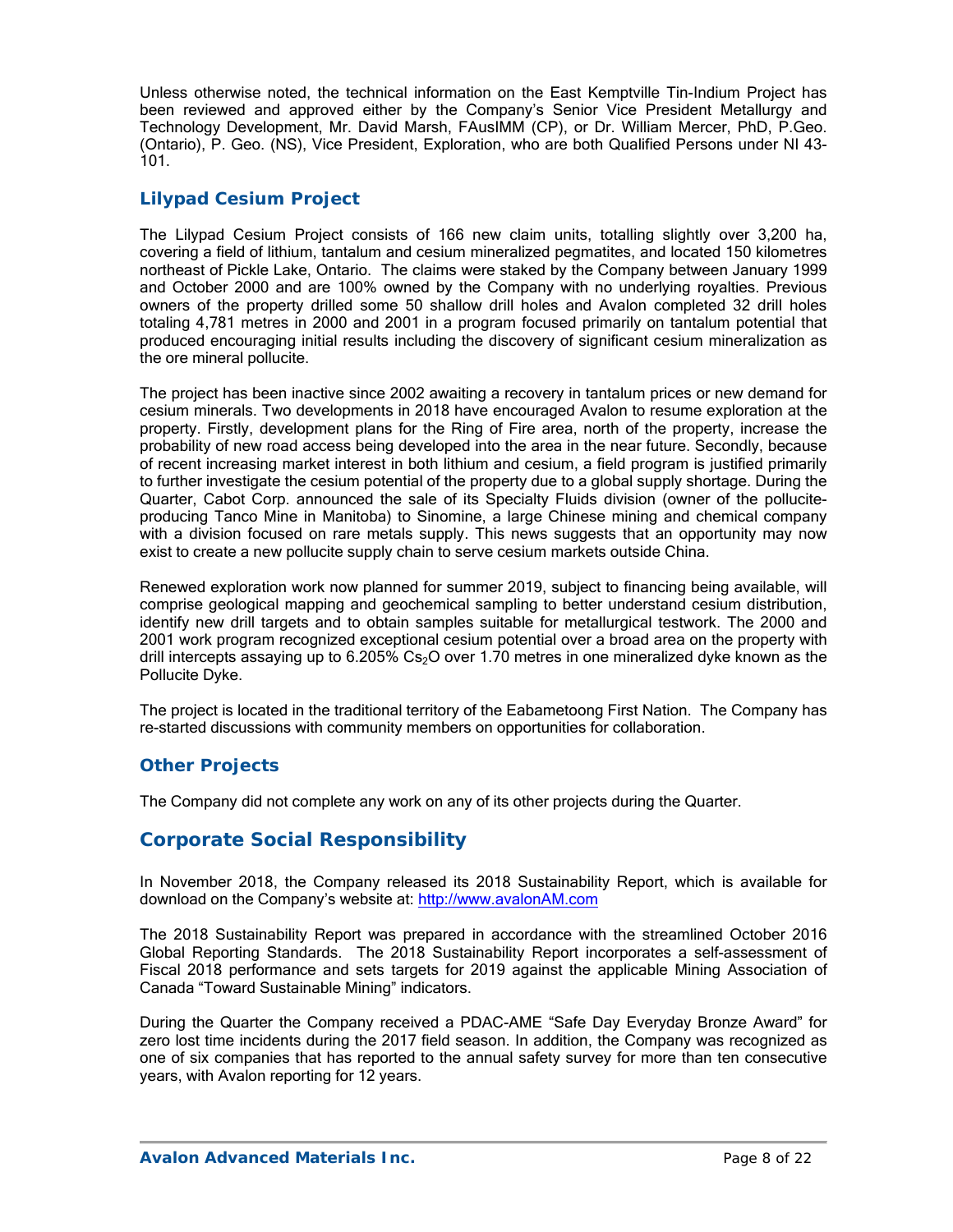Unless otherwise noted, the technical information on the East Kemptville Tin-Indium Project has been reviewed and approved either by the Company's Senior Vice President Metallurgy and Technology Development, Mr. David Marsh, FAusIMM (CP), or Dr. William Mercer, PhD, P.Geo. (Ontario), P. Geo. (NS), Vice President, Exploration, who are both Qualified Persons under NI 43-101.

### Lilypad Cesium Project

The Lilypad Cesium Project consists of 166 new claim units, totalling slightly over 3,200 ha, covering a field of lithium, tantalum and cesium mineralized pegmatites, and located 150 kilometres northeast of Pickle Lake, Ontario. The claims were staked by the Company between January 1999 and October 2000 and are 100% owned by the Company with no underlying royalties. Previous owners of the property drilled some 50 shallow drill holes and Avalon completed 32 drill holes totaling 4,781 metres in 2000 and 2001 in a program focused primarily on tantalum potential that produced encouraging initial results including the discovery of significant cesium mineralization as the ore mineral pollucite.

The project has been inactive since 2002 awaiting a recovery in tantalum prices or new demand for cesium minerals. Two developments in 2018 have encouraged Avalon to resume exploration at the property. Firstly, development plans for the Ring of Fire area, north of the property, increase the probability of new road access being developed into the area in the near future. Secondly, because of recent increasing market interest in both lithium and cesium, a field program is justified primarily to further investigate the cesium potential of the property due to a global supply shortage. During the Quarter, Cabot Corp. announced the sale of its Specialty Fluids division (owner of the pollucite-producing Tanco Mine in Manitoba) to Sinomine, a large Chinese mining and chemical company with a division focused on rare metals supply. This news suggests that an opportunity may now exist to create a new pollucite supply chain to serve cesium markets outside China.

Renewed exploration work now planned for summer 2019, subject to financing being available, will comprise geological mapping and geochemical sampling to better understand cesium distribution, identify new drill targets and to obtain samples suitable for metallurgical testwork. The 2000 and 2001 work program recognized exceptional cesium potential over a broad area on the property with drill intercepts assaying up to 6.205% $Cs_2O$ over 1.70 metres in one mineralized dyke known as the Pollucite Dyke.

The project is located in the traditional territory of the Eabametoong First Nation. The Company has re-started discussions with community members on opportunities for collaboration.

### Other Projects

The Company did not complete any work on any of its other projects during the Quarter.

## Corporate Social Responsibility

In November 2018, the Company released its 2018 Sustainability Report, which is available for download on the Company's website at: http://www.avalonAM.com

The 2018 Sustainability Report was prepared in accordance with the streamlined October 2016 Global Reporting Standards. The 2018 Sustainability Report incorporates a self-assessment of Fiscal 2018 performance and sets targets for 2019 against the applicable Mining Association of Canada "Toward Sustainable Mining" indicators.

During the Quarter the Company received a PDAC-AME "Safe Day Everyday Bronze Award" for zero lost time incidents during the 2017 field season. In addition, the Company was recognized as one of six companies that has reported to the annual safety survey for more than ten consecutive years, with Avalon reporting for 12 years.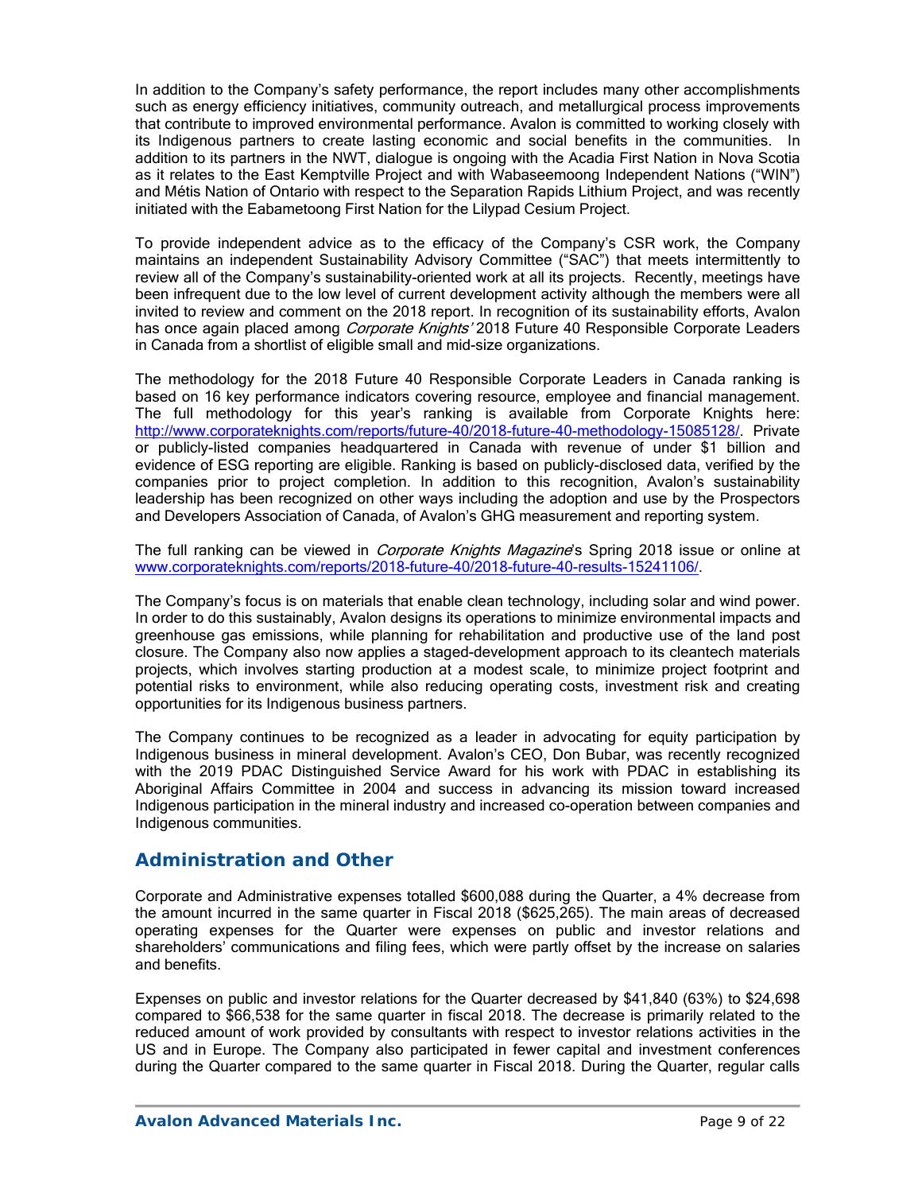In addition to the Company's safety performance, the report includes many other accomplishments such as energy efficiency initiatives, community outreach, and metallurgical process improvements that contribute to improved environmental performance. Avalon is committed to working closely with its Indigenous partners to create lasting economic and social benefits in the communities. In addition to its partners in the NWT, dialogue is ongoing with the Acadia First Nation in Nova Scotia as it relates to the East Kemptville Project and with Wabaseemoong Independent Nations ("WIN") and Métis Nation of Ontario with respect to the Separation Rapids Lithium Project, and was recently initiated with the Eabametoong First Nation for the Lilypad Cesium Project.

To provide independent advice as to the efficacy of the Company's CSR work, the Company maintains an independent Sustainability Advisory Committee ("SAC") that meets intermittently to review all of the Company's sustainability-oriented work at all its projects. Recently, meetings have been infrequent due to the low level of current development activity although the members were all invited to review and comment on the 2018 report. In recognition of its sustainability efforts, Avalon has once again placed among *Corporate Knights'* 2018 Future 40 Responsible Corporate Leaders in Canada from a shortlist of eligible small and mid-size organizations.

The methodology for the 2018 Future 40 Responsible Corporate Leaders in Canada ranking is based on 16 key performance indicators covering resource, employee and financial management. The full methodology for this year's ranking is available from Corporate Knights here: [http://www.corporateknights.com/reports/future-40/2018-future-40-methodology-15085128/](http://www.corporateknights.com/reports/future-40/2018-future-40-methodology-15085128/). Private or publicly-listed companies headquartered in Canada with revenue of under $1 billion and evidence of ESG reporting are eligible. Ranking is based on publicly-disclosed data, verified by the companies prior to project completion. In addition to this recognition, Avalon's sustainability leadership has been recognized on other ways including the adoption and use by the Prospectors and Developers Association of Canada, of Avalon's GHG measurement and reporting system.

The full ranking can be viewed in *Corporate Knights Magazine*'s Spring 2018 issue or online at [www.corporateknights.com/reports/2018-future-40/2018-future-40-results-15241106/](http://www.corporateknights.com/reports/2018-future-40/2018-future-40-results-15241106/).

The Company's focus is on materials that enable clean technology, including solar and wind power. In order to do this sustainably, Avalon designs its operations to minimize environmental impacts and greenhouse gas emissions, while planning for rehabilitation and productive use of the land post closure. The Company also now applies a staged-development approach to its cleantech materials projects, which involves starting production at a modest scale, to minimize project footprint and potential risks to environment, while also reducing operating costs, investment risk and creating opportunities for its Indigenous business partners.

The Company continues to be recognized as a leader in advocating for equity participation by Indigenous business in mineral development. Avalon's CEO, Don Bubar, was recently recognized with the 2019 PDAC Distinguished Service Award for his work with PDAC in establishing its Aboriginal Affairs Committee in 2004 and success in advancing its mission toward increased Indigenous participation in the mineral industry and increased co-operation between companies and Indigenous communities.

## Administration and Other

Corporate and Administrative expenses totalled $600,088 during the Quarter, a 4% decrease from the amount incurred in the same quarter in Fiscal 2018 ($625,265). The main areas of decreased operating expenses for the Quarter were expenses on public and investor relations and shareholders' communications and filing fees, which were partly offset by the increase on salaries and benefits.

Expenses on public and investor relations for the Quarter decreased by $41,840 (63%) to $24,698 compared to $66,538 for the same quarter in fiscal 2018. The decrease is primarily related to the reduced amount of work provided by consultants with respect to investor relations activities in the US and in Europe. The Company also participated in fewer capital and investment conferences during the Quarter compared to the same quarter in Fiscal 2018. During the Quarter, regular calls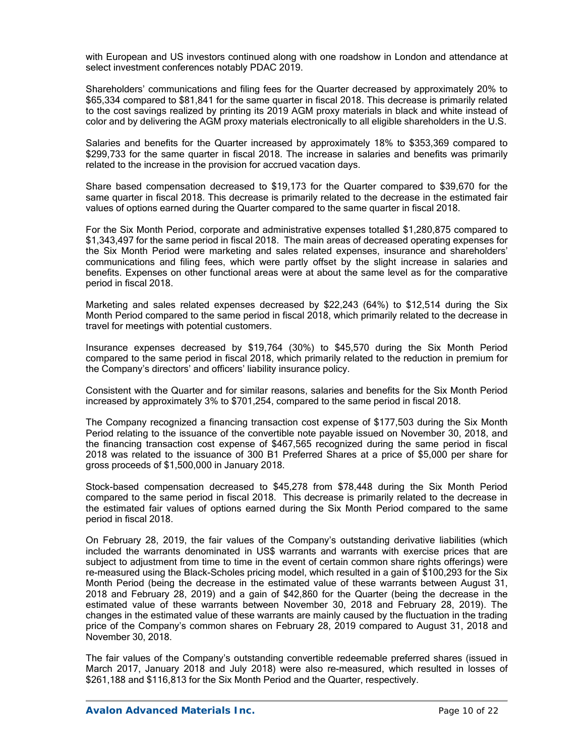with European and US investors continued along with one roadshow in London and attendance at select investment conferences notably PDAC 2019.

Shareholders' communications and filing fees for the Quarter decreased by approximately 20% to $65,334 compared to $81,841 for the same quarter in fiscal 2018. This decrease is primarily related to the cost savings realized by printing its 2019 AGM proxy materials in black and white instead of color and by delivering the AGM proxy materials electronically to all eligible shareholders in the U.S.

Salaries and benefits for the Quarter increased by approximately 18% to $353,369 compared to $299,733 for the same quarter in fiscal 2018. The increase in salaries and benefits was primarily related to the increase in the provision for accrued vacation days.

Share based compensation decreased to $19,173 for the Quarter compared to $39,670 for the same quarter in fiscal 2018. This decrease is primarily related to the decrease in the estimated fair values of options earned during the Quarter compared to the same quarter in fiscal 2018.

For the Six Month Period, corporate and administrative expenses totalled $1,280,875 compared to $1,343,497 for the same period in fiscal 2018. The main areas of decreased operating expenses for the Six Month Period were marketing and sales related expenses, insurance and shareholders' communications and filing fees, which were partly offset by the slight increase in salaries and benefits. Expenses on other functional areas were at about the same level as for the comparative period in fiscal 2018.

Marketing and sales related expenses decreased by $22,243 (64%) to $12,514 during the Six Month Period compared to the same period in fiscal 2018, which primarily related to the decrease in travel for meetings with potential customers.

Insurance expenses decreased by $19,764 (30%) to $45,570 during the Six Month Period compared to the same period in fiscal 2018, which primarily related to the reduction in premium for the Company's directors' and officers' liability insurance policy.

Consistent with the Quarter and for similar reasons, salaries and benefits for the Six Month Period increased by approximately 3% to $701,254, compared to the same period in fiscal 2018.

The Company recognized a financing transaction cost expense of $177,503 during the Six Month Period relating to the issuance of the convertible note payable issued on November 30, 2018, and the financing transaction cost expense of $467,565 recognized during the same period in fiscal 2018 was related to the issuance of 300 B1 Preferred Shares at a price of $5,000 per share for gross proceeds of $1,500,000 in January 2018.

Stock-based compensation decreased to $45,278 from $78,448 during the Six Month Period compared to the same period in fiscal 2018. This decrease is primarily related to the decrease in the estimated fair values of options earned during the Six Month Period compared to the same period in fiscal 2018.

On February 28, 2019, the fair values of the Company's outstanding derivative liabilities (which included the warrants denominated in US$ warrants and warrants with exercise prices that are subject to adjustment from time to time in the event of certain common share rights offerings) were re-measured using the Black-Scholes pricing model, which resulted in a gain of $100,293 for the Six Month Period (being the decrease in the estimated value of these warrants between August 31, 2018 and February 28, 2019) and a gain of $42,860 for the Quarter (being the decrease in the estimated value of these warrants between November 30, 2018 and February 28, 2019). The changes in the estimated value of these warrants are mainly caused by the fluctuation in the trading price of the Company's common shares on February 28, 2019 compared to August 31, 2018 and November 30, 2018.

The fair values of the Company's outstanding convertible redeemable preferred shares (issued in March 2017, January 2018 and July 2018) were also re-measured, which resulted in losses of $261,188 and $116,813 for the Six Month Period and the Quarter, respectively.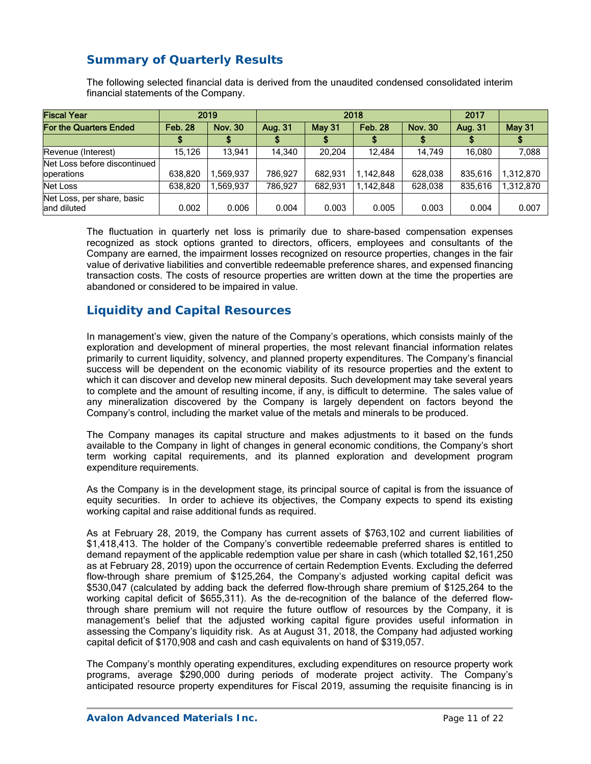## Summary of Quarterly Results

The following selected financial data is derived from the unaudited condensed consolidated interim financial statements of the Company.

| Fiscal Year | 2019 | | 2018 | | | | 2017 | |
|---|---|---|---|---|---|---|---|---|
| For the Quarters Ended | Feb. 28 | Nov. 30 | Aug. 31 | May 31 | Feb. 28 | Nov. 30 | Aug. 31 | May 31 |
| | $ | $ | $ | $ | $ | $ | $ | $ |
| Revenue (Interest) | 15,126 | 13,941 | 14,340 | 20,204 | 12,484 | 14,749 | 16,080 | 7,088 |
| Net Loss before discontinued operations | 638,820 | 1,569,937 | 786,927 | 682,931 | 1,142,848 | 628,038 | 835,616 | 1,312,870 |
| Net Loss | 638,820 | 1,569,937 | 786,927 | 682,931 | 1,142,848 | 628,038 | 835,616 | 1,312,870 |
| Net Loss, per share, basic and diluted | 0.002 | 0.006 | 0.004 | 0.003 | 0.005 | 0.003 | 0.004 | 0.007 |

The fluctuation in quarterly net loss is primarily due to share-based compensation expenses recognized as stock options granted to directors, officers, employees and consultants of the Company are earned, the impairment losses recognized on resource properties, changes in the fair value of derivative liabilities and convertible redeemable preference shares, and expensed financing transaction costs. The costs of resource properties are written down at the time the properties are abandoned or considered to be impaired in value.

## Liquidity and Capital Resources

In management's view, given the nature of the Company's operations, which consists mainly of the exploration and development of mineral properties, the most relevant financial information relates primarily to current liquidity, solvency, and planned property expenditures. The Company's financial success will be dependent on the economic viability of its resource properties and the extent to which it can discover and develop new mineral deposits. Such development may take several years to complete and the amount of resulting income, if any, is difficult to determine. The sales value of any mineralization discovered by the Company is largely dependent on factors beyond the Company's control, including the market value of the metals and minerals to be produced.

The Company manages its capital structure and makes adjustments to it based on the funds available to the Company in light of changes in general economic conditions, the Company's short term working capital requirements, and its planned exploration and development program expenditure requirements.

As the Company is in the development stage, its principal source of capital is from the issuance of equity securities. In order to achieve its objectives, the Company expects to spend its existing working capital and raise additional funds as required.

As at February 28, 2019, the Company has current assets of $763,102 and current liabilities of $1,418,413. The holder of the Company's convertible redeemable preferred shares is entitled to demand repayment of the applicable redemption value per share in cash (which totalled $2,161,250 as at February 28, 2019) upon the occurrence of certain Redemption Events. Excluding the deferred flow-through share premium of $125,264, the Company's adjusted working capital deficit was $530,047 (calculated by adding back the deferred flow-through share premium of $125,264 to the working capital deficit of $655,311). As the de-recognition of the balance of the deferred flow-through share premium will not require the future outflow of resources by the Company, it is management's belief that the adjusted working capital figure provides useful information in assessing the Company's liquidity risk. As at August 31, 2018, the Company had adjusted working capital deficit of $170,908 and cash and cash equivalents on hand of $319,057.

The Company's monthly operating expenditures, excluding expenditures on resource property work programs, average $290,000 during periods of moderate project activity. The Company's anticipated resource property expenditures for Fiscal 2019, assuming the requisite financing is in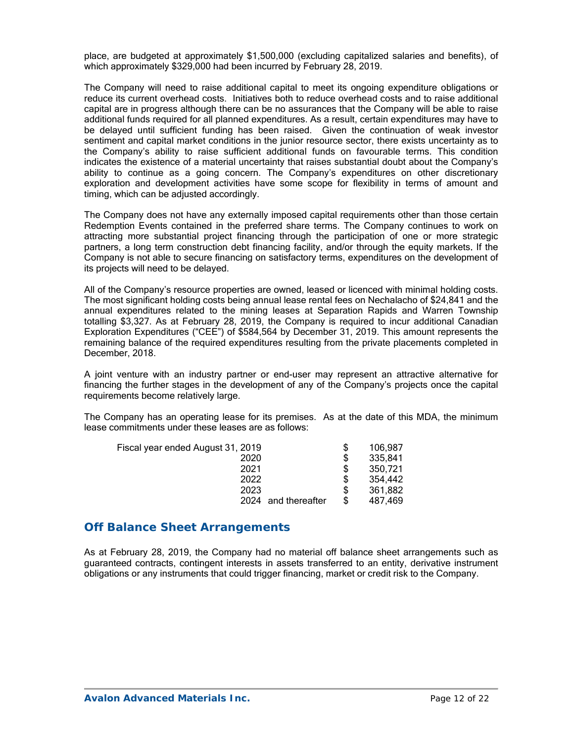place, are budgeted at approximately $1,500,000 (excluding capitalized salaries and benefits), of which approximately $329,000 had been incurred by February 28, 2019.

The Company will need to raise additional capital to meet its ongoing expenditure obligations or reduce its current overhead costs. Initiatives both to reduce overhead costs and to raise additional capital are in progress although there can be no assurances that the Company will be able to raise additional funds required for all planned expenditures. As a result, certain expenditures may have to be delayed until sufficient funding has been raised. Given the continuation of weak investor sentiment and capital market conditions in the junior resource sector, there exists uncertainty as to the Company's ability to raise sufficient additional funds on favourable terms. This condition indicates the existence of a material uncertainty that raises substantial doubt about the Company's ability to continue as a going concern. The Company's expenditures on other discretionary exploration and development activities have some scope for flexibility in terms of amount and timing, which can be adjusted accordingly.

The Company does not have any externally imposed capital requirements other than those certain Redemption Events contained in the preferred share terms. The Company continues to work on attracting more substantial project financing through the participation of one or more strategic partners, a long term construction debt financing facility, and/or through the equity markets. If the Company is not able to secure financing on satisfactory terms, expenditures on the development of its projects will need to be delayed.

All of the Company's resource properties are owned, leased or licenced with minimal holding costs. The most significant holding costs being annual lease rental fees on Nechalacho of $24,841 and the annual expenditures related to the mining leases at Separation Rapids and Warren Township totalling $3,327. As at February 28, 2019, the Company is required to incur additional Canadian Exploration Expenditures ("CEE") of $584,564 by December 31, 2019. This amount represents the remaining balance of the required expenditures resulting from the private placements completed in December, 2018.

A joint venture with an industry partner or end-user may represent an attractive alternative for financing the further stages in the development of any of the Company's projects once the capital requirements become relatively large.

The Company has an operating lease for its premises. As at the date of this MDA, the minimum lease commitments under these leases are as follows:

| Fiscal year ended August 31, | | |
|---|---|---|
| 2019 | $ | 106,987 |
| 2020 | $ | 335,841 |
| 2021 | $ | 350,721 |
| 2022 | $ | 354,442 |
| 2023 | $ | 361,882 |
| 2024 and thereafter | $ | 487,469 |

## Off Balance Sheet Arrangements

As at February 28, 2019, the Company had no material off balance sheet arrangements such as guaranteed contracts, contingent interests in assets transferred to an entity, derivative instrument obligations or any instruments that could trigger financing, market or credit risk to the Company.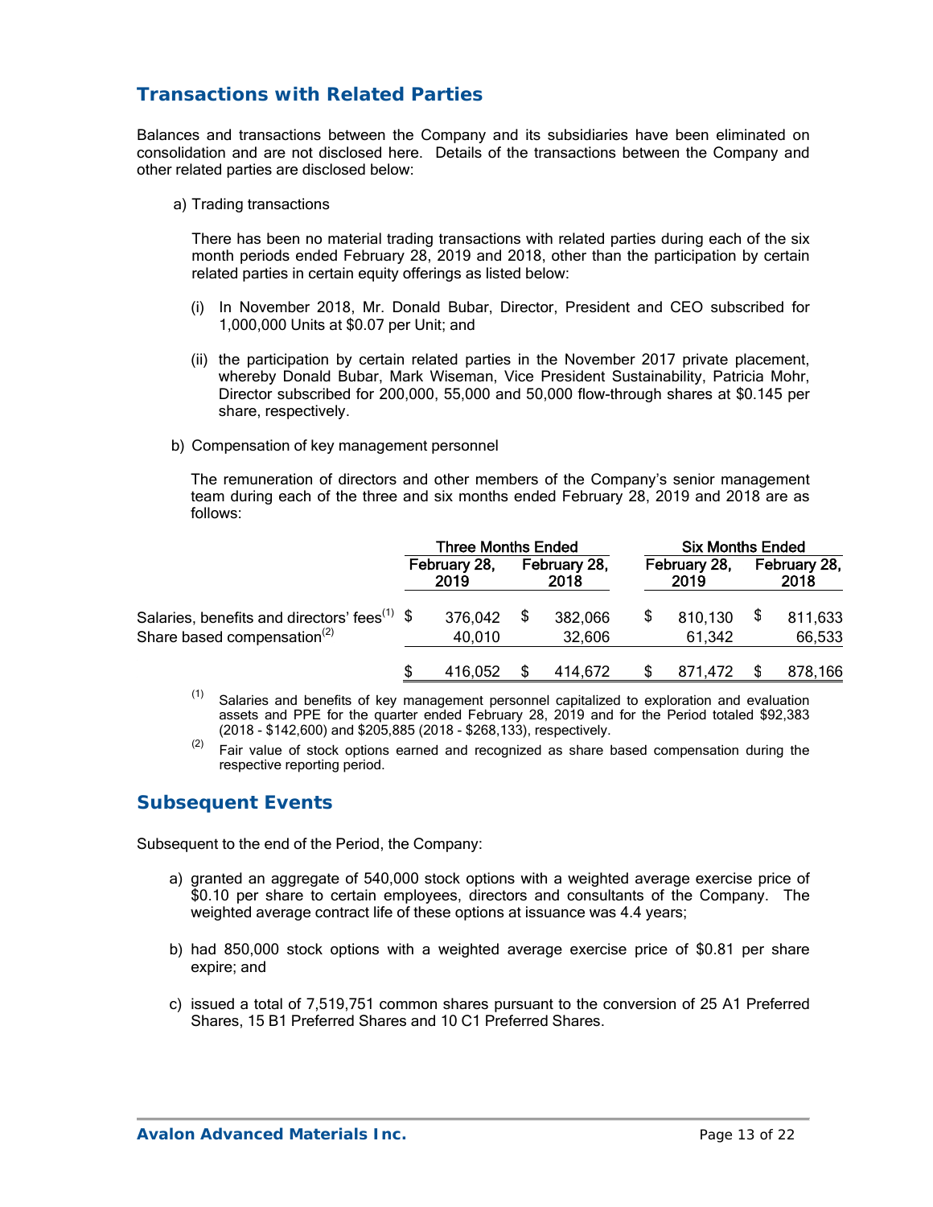## Transactions with Related Parties

Balances and transactions between the Company and its subsidiaries have been eliminated on consolidation and are not disclosed here. Details of the transactions between the Company and other related parties are disclosed below:

a) Trading transactions

There has been no material trading transactions with related parties during each of the six month periods ended February 28, 2019 and 2018, other than the participation by certain related parties in certain equity offerings as listed below:

(i) In November 2018, Mr. Donald Bubar, Director, President and CEO subscribed for 1,000,000 Units at $0.07 per Unit; and

(ii) the participation by certain related parties in the November 2017 private placement, whereby Donald Bubar, Mark Wiseman, Vice President Sustainability, Patricia Mohr, Director subscribed for 200,000, 55,000 and 50,000 flow-through shares at $0.145 per share, respectively.

b) Compensation of key management personnel

The remuneration of directors and other members of the Company's senior management team during each of the three and six months ended February 28, 2019 and 2018 are as follows:

| | Three Months Ended | | Six Months Ended | |
|---|---|---|---|---|
| | February 28, 2019 | February 28, 2018 | February 28, 2019 | February 28, 2018 |
| Salaries, benefits and directors' fees[1] | $ 376,042 | $ 382,066 | $ 810,130 | $ 811,633 |
| Share based compensation[2] | 40,010 | 32,606 | 61,342 | 66,533 |
| | $ 416,052 | $ 414,672 | $ 871,472 | $ 878,166 |

[1] Salaries and benefits of key management personnel capitalized to exploration and evaluation assets and PPE for the quarter ended February 28, 2019 and for the Period totaled $92,383 (2018 - $142,600) and $205,885 (2018 - $268,133), respectively.

[2] Fair value of stock options earned and recognized as share based compensation during the respective reporting period.

## Subsequent Events

Subsequent to the end of the Period, the Company:

a) granted an aggregate of 540,000 stock options with a weighted average exercise price of $0.10 per share to certain employees, directors and consultants of the Company. The weighted average contract life of these options at issuance was 4.4 years;

b) had 850,000 stock options with a weighted average exercise price of $0.81 per share expire; and

c) issued a total of 7,519,751 common shares pursuant to the conversion of 25 A1 Preferred Shares, 15 B1 Preferred Shares and 10 C1 Preferred Shares.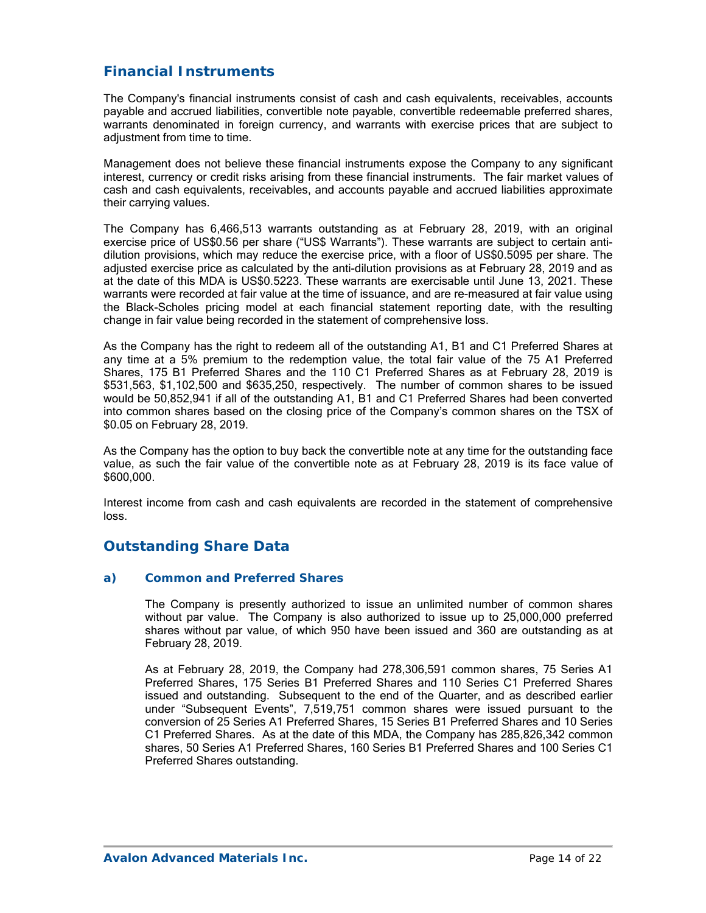## Financial Instruments

The Company's financial instruments consist of cash and cash equivalents, receivables, accounts payable and accrued liabilities, convertible note payable, convertible redeemable preferred shares, warrants denominated in foreign currency, and warrants with exercise prices that are subject to adjustment from time to time.

Management does not believe these financial instruments expose the Company to any significant interest, currency or credit risks arising from these financial instruments. The fair market values of cash and cash equivalents, receivables, and accounts payable and accrued liabilities approximate their carrying values.

The Company has 6,466,513 warrants outstanding as at February 28, 2019, with an original exercise price of US$0.56 per share ("US$ Warrants"). These warrants are subject to certain anti-dilution provisions, which may reduce the exercise price, with a floor of US$0.5095 per share. The adjusted exercise price as calculated by the anti-dilution provisions as at February 28, 2019 and as at the date of this MDA is US$0.5223. These warrants are exercisable until June 13, 2021. These warrants were recorded at fair value at the time of issuance, and are re-measured at fair value using the Black-Scholes pricing model at each financial statement reporting date, with the resulting change in fair value being recorded in the statement of comprehensive loss.

As the Company has the right to redeem all of the outstanding A1, B1 and C1 Preferred Shares at any time at a 5% premium to the redemption value, the total fair value of the 75 A1 Preferred Shares, 175 B1 Preferred Shares and the 110 C1 Preferred Shares as at February 28, 2019 is $531,563, $1,102,500 and $635,250, respectively. The number of common shares to be issued would be 50,852,941 if all of the outstanding A1, B1 and C1 Preferred Shares had been converted into common shares based on the closing price of the Company's common shares on the TSX of $0.05 on February 28, 2019.

As the Company has the option to buy back the convertible note at any time for the outstanding face value, as such the fair value of the convertible note as at February 28, 2019 is its face value of $600,000.

Interest income from cash and cash equivalents are recorded in the statement of comprehensive loss.

## Outstanding Share Data

### a) Common and Preferred Shares

The Company is presently authorized to issue an unlimited number of common shares without par value. The Company is also authorized to issue up to 25,000,000 preferred shares without par value, of which 950 have been issued and 360 are outstanding as at February 28, 2019.

As at February 28, 2019, the Company had 278,306,591 common shares, 75 Series A1 Preferred Shares, 175 Series B1 Preferred Shares and 110 Series C1 Preferred Shares issued and outstanding. Subsequent to the end of the Quarter, and as described earlier under "Subsequent Events", 7,519,751 common shares were issued pursuant to the conversion of 25 Series A1 Preferred Shares, 15 Series B1 Preferred Shares and 10 Series C1 Preferred Shares. As at the date of this MDA, the Company has 285,826,342 common shares, 50 Series A1 Preferred Shares, 160 Series B1 Preferred Shares and 100 Series C1 Preferred Shares outstanding.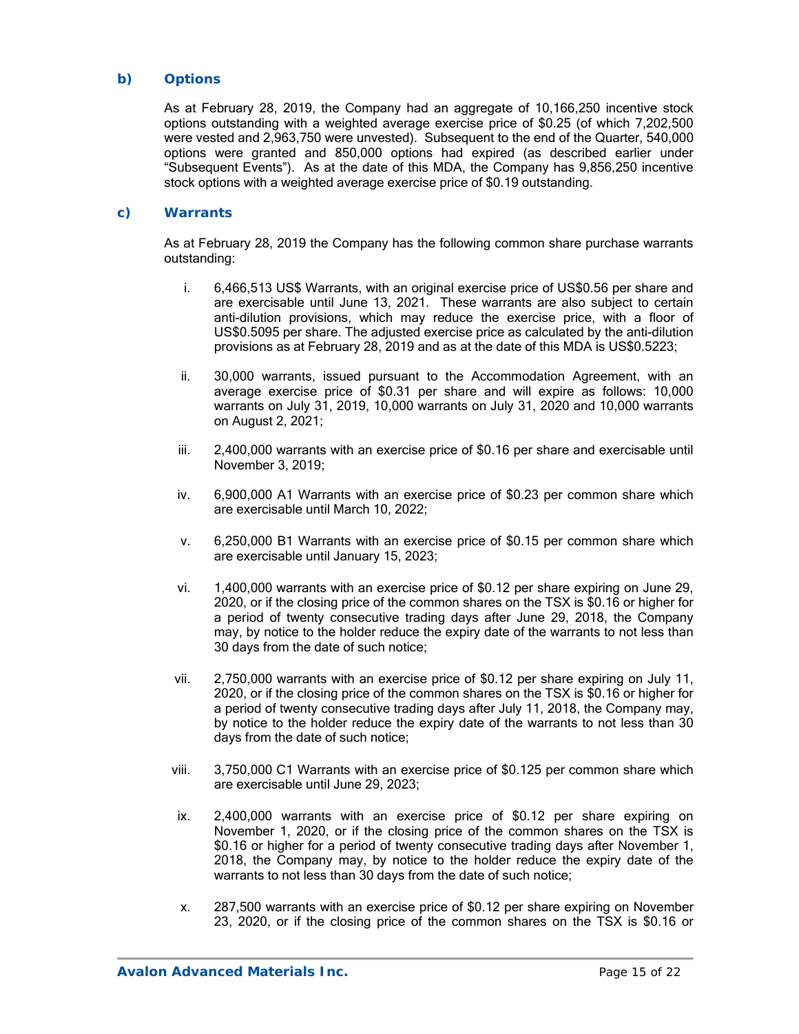### b) Options

As at February 28, 2019, the Company had an aggregate of 10,166,250 incentive stock options outstanding with a weighted average exercise price of $0.25 (of which 7,202,500 were vested and 2,963,750 were unvested). Subsequent to the end of the Quarter, 540,000 options were granted and 850,000 options had expired (as described earlier under "Subsequent Events"). As at the date of this MDA, the Company has 9,856,250 incentive stock options with a weighted average exercise price of $0.19 outstanding.

### c) Warrants

As at February 28, 2019 the Company has the following common share purchase warrants outstanding:

i. 6,466,513 US$ Warrants, with an original exercise price of US$0.56 per share and are exercisable until June 13, 2021. These warrants are also subject to certain anti-dilution provisions, which may reduce the exercise price, with a floor of US$0.5095 per share. The adjusted exercise price as calculated by the anti-dilution provisions as at February 28, 2019 and as at the date of this MDA is US$0.5223;

ii. 30,000 warrants, issued pursuant to the Accommodation Agreement, with an average exercise price of $0.31 per share and will expire as follows: 10,000 warrants on July 31, 2019, 10,000 warrants on July 31, 2020 and 10,000 warrants on August 2, 2021;

iii. 2,400,000 warrants with an exercise price of $0.16 per share and exercisable until November 3, 2019;

iv. 6,900,000 A1 Warrants with an exercise price of $0.23 per common share which are exercisable until March 10, 2022;

v. 6,250,000 B1 Warrants with an exercise price of $0.15 per common share which are exercisable until January 15, 2023;

vi. 1,400,000 warrants with an exercise price of $0.12 per share expiring on June 29, 2020, or if the closing price of the common shares on the TSX is $0.16 or higher for a period of twenty consecutive trading days after June 29, 2018, the Company may, by notice to the holder reduce the expiry date of the warrants to not less than 30 days from the date of such notice;

vii. 2,750,000 warrants with an exercise price of $0.12 per share expiring on July 11, 2020, or if the closing price of the common shares on the TSX is $0.16 or higher for a period of twenty consecutive trading days after July 11, 2018, the Company may, by notice to the holder reduce the expiry date of the warrants to not less than 30 days from the date of such notice;

viii. 3,750,000 C1 Warrants with an exercise price of $0.125 per common share which are exercisable until June 29, 2023;

ix. 2,400,000 warrants with an exercise price of $0.12 per share expiring on November 1, 2020, or if the closing price of the common shares on the TSX is $0.16 or higher for a period of twenty consecutive trading days after November 1, 2018, the Company may, by notice to the holder reduce the expiry date of the warrants to not less than 30 days from the date of such notice;

x. 287,500 warrants with an exercise price of $0.12 per share expiring on November 23, 2020, or if the closing price of the common shares on the TSX is $0.16 or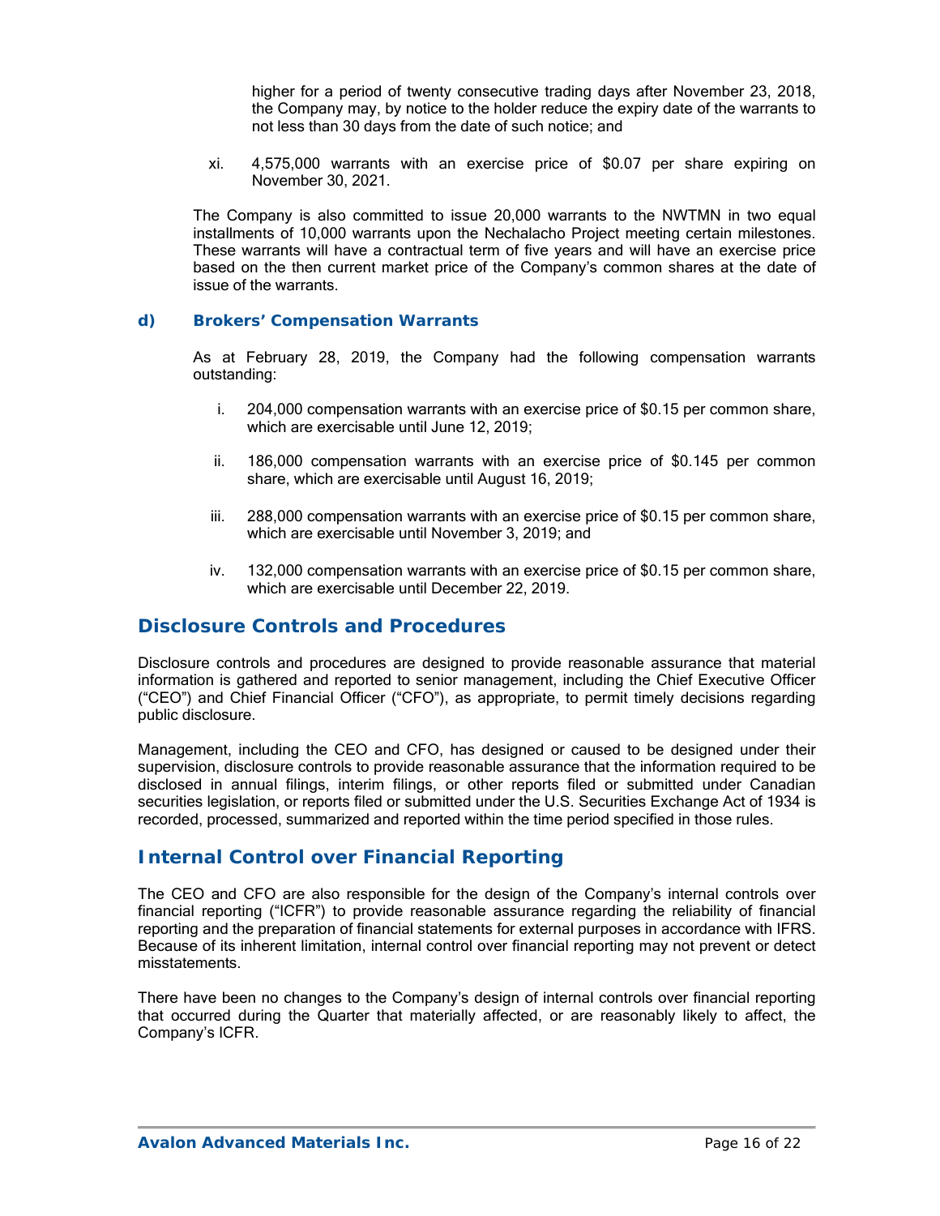higher for a period of twenty consecutive trading days after November 23, 2018, the Company may, by notice to the holder reduce the expiry date of the warrants to not less than 30 days from the date of such notice; and

xi. 4,575,000 warrants with an exercise price of $0.07 per share expiring on November 30, 2021.

The Company is also committed to issue 20,000 warrants to the NWTMN in two equal installments of 10,000 warrants upon the Nechalacho Project meeting certain milestones. These warrants will have a contractual term of five years and will have an exercise price based on the then current market price of the Company's common shares at the date of issue of the warrants.

### d) Brokers' Compensation Warrants

As at February 28, 2019, the Company had the following compensation warrants outstanding:

i. 204,000 compensation warrants with an exercise price of $0.15 per common share, which are exercisable until June 12, 2019;

ii. 186,000 compensation warrants with an exercise price of $0.145 per common share, which are exercisable until August 16, 2019;

iii. 288,000 compensation warrants with an exercise price of $0.15 per common share, which are exercisable until November 3, 2019; and

iv. 132,000 compensation warrants with an exercise price of $0.15 per common share, which are exercisable until December 22, 2019.

## Disclosure Controls and Procedures

Disclosure controls and procedures are designed to provide reasonable assurance that material information is gathered and reported to senior management, including the Chief Executive Officer ("CEO") and Chief Financial Officer ("CFO"), as appropriate, to permit timely decisions regarding public disclosure.

Management, including the CEO and CFO, has designed or caused to be designed under their supervision, disclosure controls to provide reasonable assurance that the information required to be disclosed in annual filings, interim filings, or other reports filed or submitted under Canadian securities legislation, or reports filed or submitted under the U.S. Securities Exchange Act of 1934 is recorded, processed, summarized and reported within the time period specified in those rules.

## Internal Control over Financial Reporting

The CEO and CFO are also responsible for the design of the Company's internal controls over financial reporting ("ICFR") to provide reasonable assurance regarding the reliability of financial reporting and the preparation of financial statements for external purposes in accordance with IFRS. Because of its inherent limitation, internal control over financial reporting may not prevent or detect misstatements.

There have been no changes to the Company's design of internal controls over financial reporting that occurred during the Quarter that materially affected, or are reasonably likely to affect, the Company's ICFR.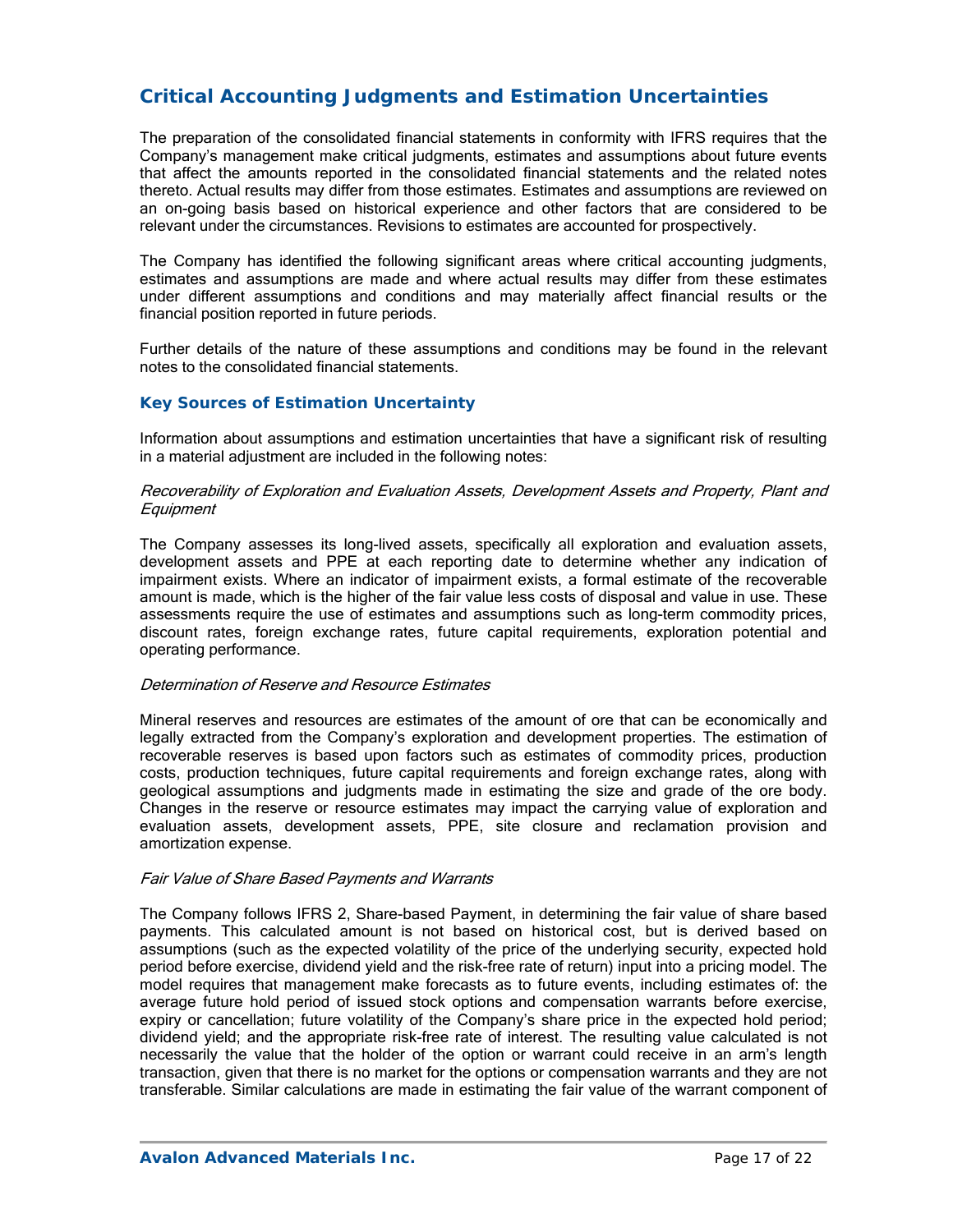## Critical Accounting Judgments and Estimation Uncertainties

The preparation of the consolidated financial statements in conformity with IFRS requires that the Company's management make critical judgments, estimates and assumptions about future events that affect the amounts reported in the consolidated financial statements and the related notes thereto. Actual results may differ from those estimates. Estimates and assumptions are reviewed on an on-going basis based on historical experience and other factors that are considered to be relevant under the circumstances. Revisions to estimates are accounted for prospectively.

The Company has identified the following significant areas where critical accounting judgments, estimates and assumptions are made and where actual results may differ from these estimates under different assumptions and conditions and may materially affect financial results or the financial position reported in future periods.

Further details of the nature of these assumptions and conditions may be found in the relevant notes to the consolidated financial statements.

### Key Sources of Estimation Uncertainty

Information about assumptions and estimation uncertainties that have a significant risk of resulting in a material adjustment are included in the following notes:

*Recoverability of Exploration and Evaluation Assets, Development Assets and Property, Plant and Equipment*

The Company assesses its long-lived assets, specifically all exploration and evaluation assets, development assets and PPE at each reporting date to determine whether any indication of impairment exists. Where an indicator of impairment exists, a formal estimate of the recoverable amount is made, which is the higher of the fair value less costs of disposal and value in use. These assessments require the use of estimates and assumptions such as long-term commodity prices, discount rates, foreign exchange rates, future capital requirements, exploration potential and operating performance.

*Determination of Reserve and Resource Estimates*

Mineral reserves and resources are estimates of the amount of ore that can be economically and legally extracted from the Company's exploration and development properties. The estimation of recoverable reserves is based upon factors such as estimates of commodity prices, production costs, production techniques, future capital requirements and foreign exchange rates, along with geological assumptions and judgments made in estimating the size and grade of the ore body. Changes in the reserve or resource estimates may impact the carrying value of exploration and evaluation assets, development assets, PPE, site closure and reclamation provision and amortization expense.

*Fair Value of Share Based Payments and Warrants*

The Company follows IFRS 2, Share-based Payment, in determining the fair value of share based payments. This calculated amount is not based on historical cost, but is derived based on assumptions (such as the expected volatility of the price of the underlying security, expected hold period before exercise, dividend yield and the risk-free rate of return) input into a pricing model. The model requires that management make forecasts as to future events, including estimates of: the average future hold period of issued stock options and compensation warrants before exercise, expiry or cancellation; future volatility of the Company's share price in the expected hold period; dividend yield; and the appropriate risk-free rate of interest. The resulting value calculated is not necessarily the value that the holder of the option or warrant could receive in an arm's length transaction, given that there is no market for the options or compensation warrants and they are not transferable. Similar calculations are made in estimating the fair value of the warrant component of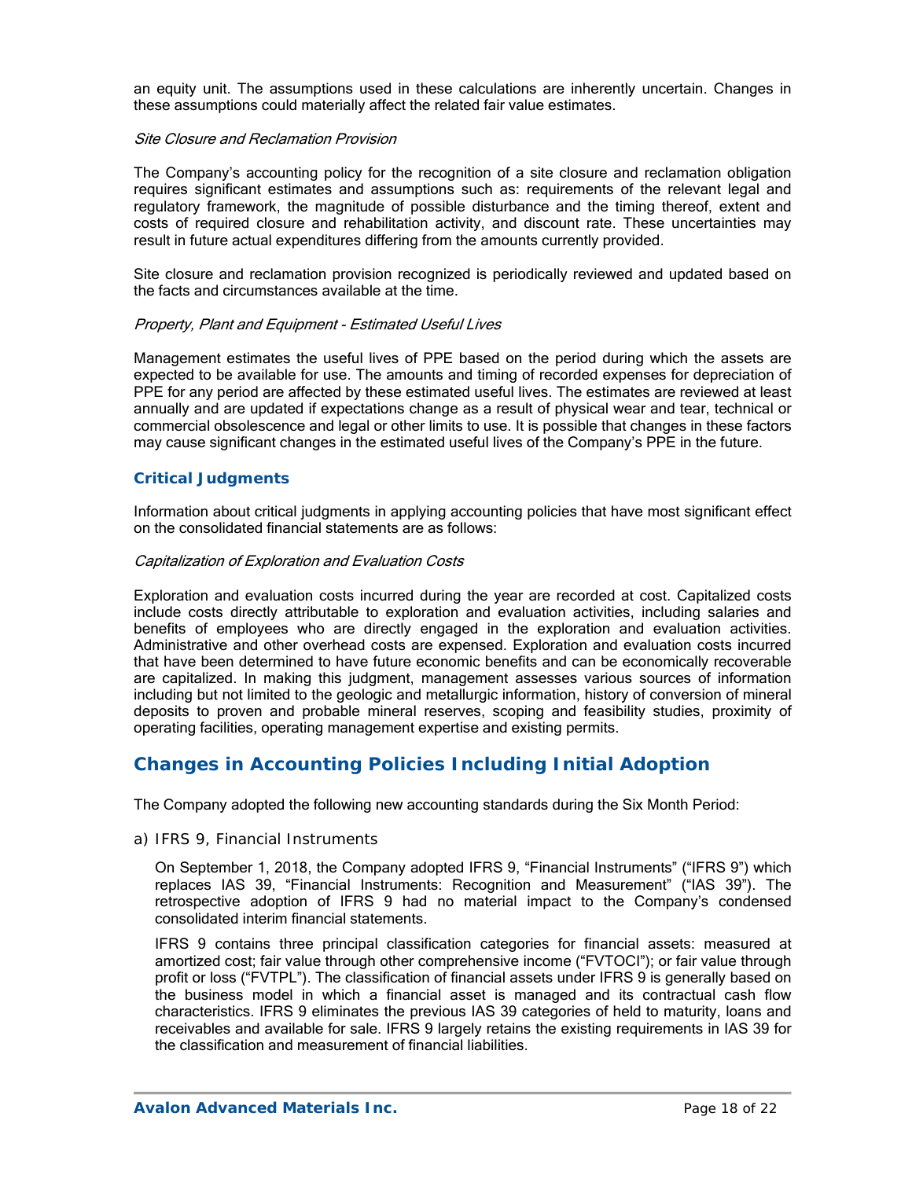an equity unit. The assumptions used in these calculations are inherently uncertain. Changes in these assumptions could materially affect the related fair value estimates.

*Site Closure and Reclamation Provision*

The Company's accounting policy for the recognition of a site closure and reclamation obligation requires significant estimates and assumptions such as: requirements of the relevant legal and regulatory framework, the magnitude of possible disturbance and the timing thereof, extent and costs of required closure and rehabilitation activity, and discount rate. These uncertainties may result in future actual expenditures differing from the amounts currently provided.

Site closure and reclamation provision recognized is periodically reviewed and updated based on the facts and circumstances available at the time.

*Property, Plant and Equipment - Estimated Useful Lives*

Management estimates the useful lives of PPE based on the period during which the assets are expected to be available for use. The amounts and timing of recorded expenses for depreciation of PPE for any period are affected by these estimated useful lives. The estimates are reviewed at least annually and are updated if expectations change as a result of physical wear and tear, technical or commercial obsolescence and legal or other limits to use. It is possible that changes in these factors may cause significant changes in the estimated useful lives of the Company's PPE in the future.

### Critical Judgments

Information about critical judgments in applying accounting policies that have most significant effect on the consolidated financial statements are as follows:

*Capitalization of Exploration and Evaluation Costs*

Exploration and evaluation costs incurred during the year are recorded at cost. Capitalized costs include costs directly attributable to exploration and evaluation activities, including salaries and benefits of employees who are directly engaged in the exploration and evaluation activities. Administrative and other overhead costs are expensed. Exploration and evaluation costs incurred that have been determined to have future economic benefits and can be economically recoverable are capitalized. In making this judgment, management assesses various sources of information including but not limited to the geologic and metallurgic information, history of conversion of mineral deposits to proven and probable mineral reserves, scoping and feasibility studies, proximity of operating facilities, operating management expertise and existing permits.

## Changes in Accounting Policies Including Initial Adoption

The Company adopted the following new accounting standards during the Six Month Period:

a) IFRS 9, Financial Instruments

On September 1, 2018, the Company adopted IFRS 9, "Financial Instruments" ("IFRS 9") which replaces IAS 39, "Financial Instruments: Recognition and Measurement" ("IAS 39"). The retrospective adoption of IFRS 9 had no material impact to the Company's condensed consolidated interim financial statements.

IFRS 9 contains three principal classification categories for financial assets: measured at amortized cost; fair value through other comprehensive income ("FVTOCI"); or fair value through profit or loss ("FVTPL"). The classification of financial assets under IFRS 9 is generally based on the business model in which a financial asset is managed and its contractual cash flow characteristics. IFRS 9 eliminates the previous IAS 39 categories of held to maturity, loans and receivables and available for sale. IFRS 9 largely retains the existing requirements in IAS 39 for the classification and measurement of financial liabilities.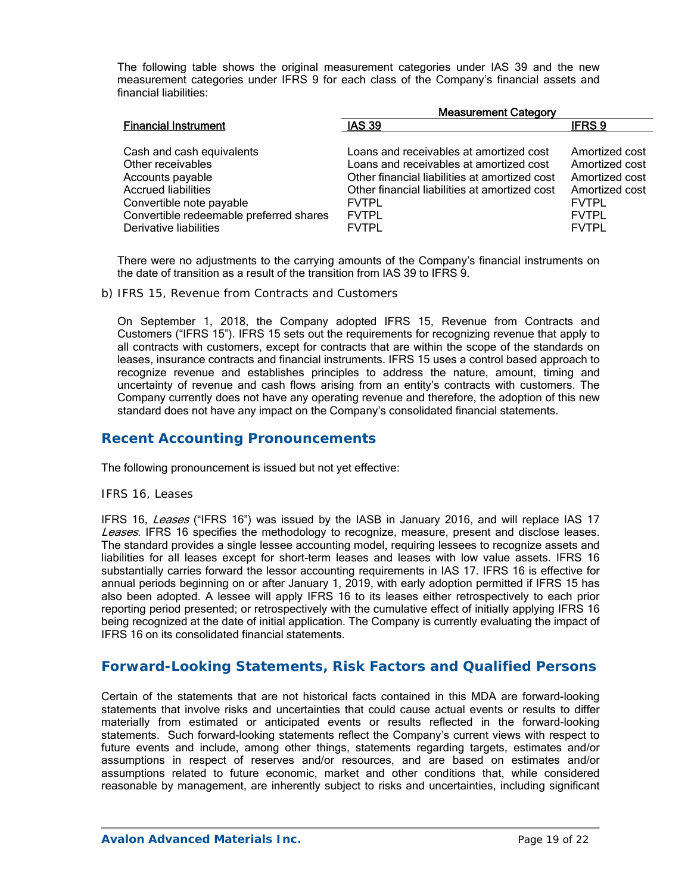The following table shows the original measurement categories under IAS 39 and the new measurement categories under IFRS 9 for each class of the Company's financial assets and financial liabilities:

| Financial Instrument | Measurement Category | |
|---|---|---|
| | IAS 39 | IFRS 9 |
| Cash and cash equivalents | Loans and receivables at amortized cost | Amortized cost |
| Other receivables | Loans and receivables at amortized cost | Amortized cost |
| Accounts payable | Other financial liabilities at amortized cost | Amortized cost |
| Accrued liabilities | Other financial liabilities at amortized cost | Amortized cost |
| Convertible note payable | FVTPL | FVTPL |
| Convertible redeemable preferred shares | FVTPL | FVTPL |
| Derivative liabilities | FVTPL | FVTPL |

There were no adjustments to the carrying amounts of the Company's financial instruments on the date of transition as a result of the transition from IAS 39 to IFRS 9.

b) IFRS 15, Revenue from Contracts and Customers

On September 1, 2018, the Company adopted IFRS 15, Revenue from Contracts and Customers ("IFRS 15"). IFRS 15 sets out the requirements for recognizing revenue that apply to all contracts with customers, except for contracts that are within the scope of the standards on leases, insurance contracts and financial instruments. IFRS 15 uses a control based approach to recognize revenue and establishes principles to address the nature, amount, timing and uncertainty of revenue and cash flows arising from an entity's contracts with customers. The Company currently does not have any operating revenue and therefore, the adoption of this new standard does not have any impact on the Company's consolidated financial statements.

## Recent Accounting Pronouncements

The following pronouncement is issued but not yet effective:

IFRS 16, Leases

IFRS 16, *Leases* ("IFRS 16") was issued by the IASB in January 2016, and will replace IAS 17 *Leases*. IFRS 16 specifies the methodology to recognize, measure, present and disclose leases. The standard provides a single lessee accounting model, requiring lessees to recognize assets and liabilities for all leases except for short-term leases and leases with low value assets. IFRS 16 substantially carries forward the lessor accounting requirements in IAS 17. IFRS 16 is effective for annual periods beginning on or after January 1, 2019, with early adoption permitted if IFRS 15 has also been adopted. A lessee will apply IFRS 16 to its leases either retrospectively to each prior reporting period presented; or retrospectively with the cumulative effect of initially applying IFRS 16 being recognized at the date of initial application. The Company is currently evaluating the impact of IFRS 16 on its consolidated financial statements.

## Forward-Looking Statements, Risk Factors and Qualified Persons

Certain of the statements that are not historical facts contained in this MDA are forward-looking statements that involve risks and uncertainties that could cause actual events or results to differ materially from estimated or anticipated events or results reflected in the forward-looking statements. Such forward-looking statements reflect the Company's current views with respect to future events and include, among other things, statements regarding targets, estimates and/or assumptions in respect of reserves and/or resources, and are based on estimates and/or assumptions related to future economic, market and other conditions that, while considered reasonable by management, are inherently subject to risks and uncertainties, including significant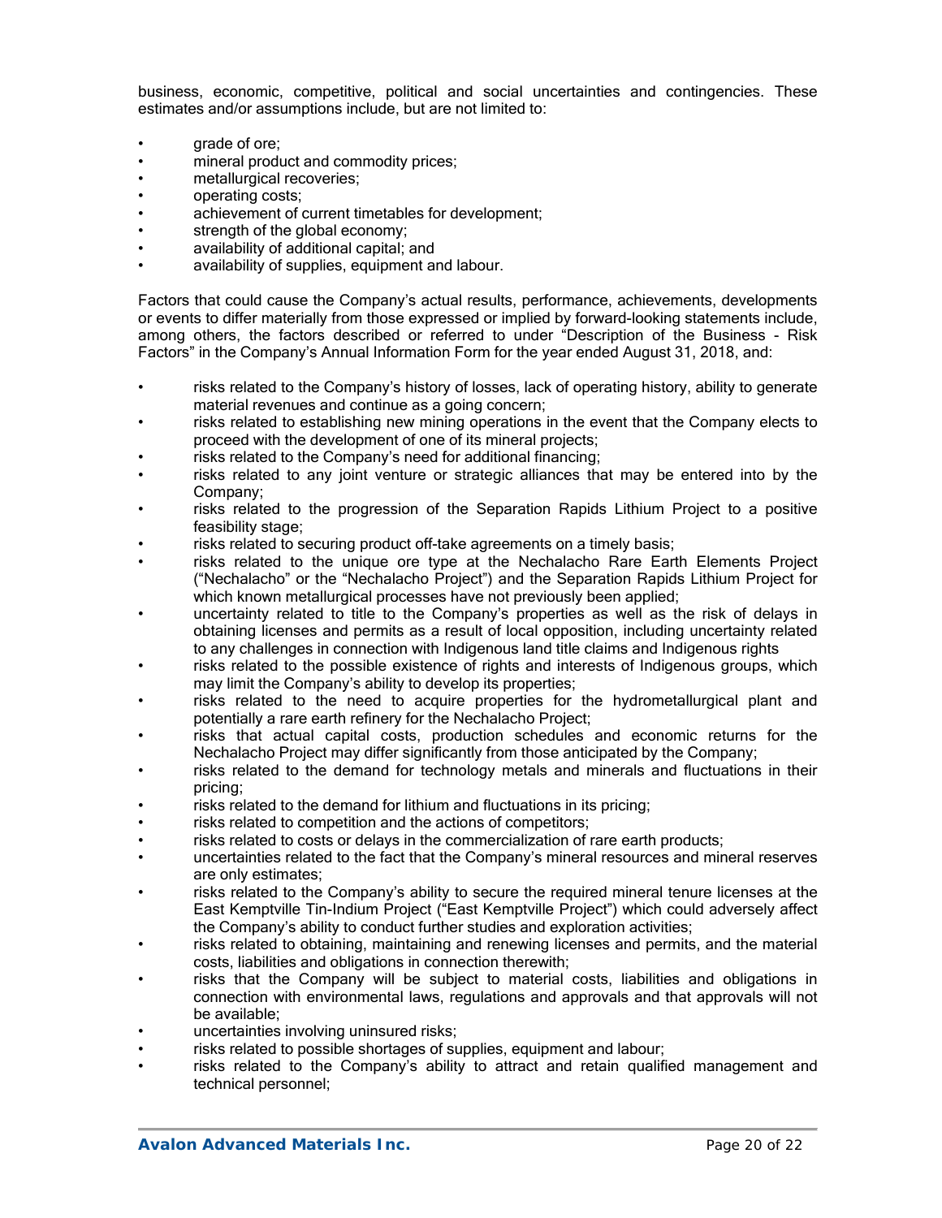business, economic, competitive, political and social uncertainties and contingencies. These estimates and/or assumptions include, but are not limited to:

- grade of ore;
- mineral product and commodity prices;
- metallurgical recoveries;
- operating costs;
- achievement of current timetables for development;
- strength of the global economy;
- availability of additional capital; and
- availability of supplies, equipment and labour.

Factors that could cause the Company's actual results, performance, achievements, developments or events to differ materially from those expressed or implied by forward-looking statements include, among others, the factors described or referred to under "Description of the Business - Risk Factors" in the Company's Annual Information Form for the year ended August 31, 2018, and:

- risks related to the Company's history of losses, lack of operating history, ability to generate material revenues and continue as a going concern;
- risks related to establishing new mining operations in the event that the Company elects to proceed with the development of one of its mineral projects;
- risks related to the Company's need for additional financing;
- risks related to any joint venture or strategic alliances that may be entered into by the Company;
- risks related to the progression of the Separation Rapids Lithium Project to a positive feasibility stage;
- risks related to securing product off-take agreements on a timely basis;
- risks related to the unique ore type at the Nechalacho Rare Earth Elements Project ("Nechalacho" or the "Nechalacho Project") and the Separation Rapids Lithium Project for which known metallurgical processes have not previously been applied;
- uncertainty related to title to the Company's properties as well as the risk of delays in obtaining licenses and permits as a result of local opposition, including uncertainty related to any challenges in connection with Indigenous land title claims and Indigenous rights
- risks related to the possible existence of rights and interests of Indigenous groups, which may limit the Company's ability to develop its properties;
- risks related to the need to acquire properties for the hydrometallurgical plant and potentially a rare earth refinery for the Nechalacho Project;
- risks that actual capital costs, production schedules and economic returns for the Nechalacho Project may differ significantly from those anticipated by the Company;
- risks related to the demand for technology metals and minerals and fluctuations in their pricing;
- risks related to the demand for lithium and fluctuations in its pricing;
- risks related to competition and the actions of competitors;
- risks related to costs or delays in the commercialization of rare earth products;
- uncertainties related to the fact that the Company's mineral resources and mineral reserves are only estimates;
- risks related to the Company's ability to secure the required mineral tenure licenses at the East Kemptville Tin-Indium Project ("East Kemptville Project") which could adversely affect the Company's ability to conduct further studies and exploration activities;
- risks related to obtaining, maintaining and renewing licenses and permits, and the material costs, liabilities and obligations in connection therewith;
- risks that the Company will be subject to material costs, liabilities and obligations in connection with environmental laws, regulations and approvals and that approvals will not be available;
- uncertainties involving uninsured risks;
- risks related to possible shortages of supplies, equipment and labour;
- risks related to the Company's ability to attract and retain qualified management and technical personnel;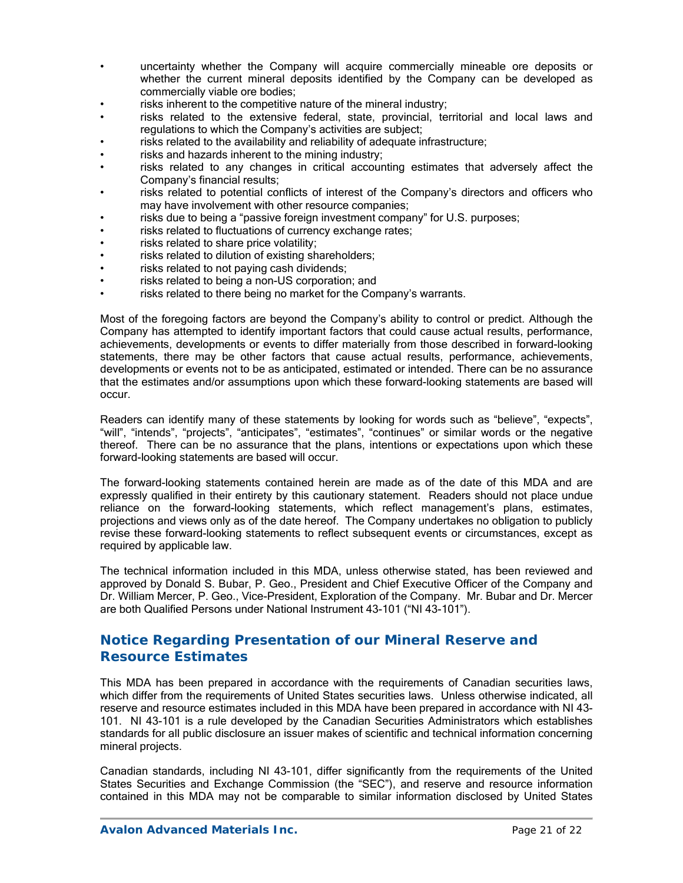- uncertainty whether the Company will acquire commercially mineable ore deposits or whether the current mineral deposits identified by the Company can be developed as commercially viable ore bodies;
- risks inherent to the competitive nature of the mineral industry;
- risks related to the extensive federal, state, provincial, territorial and local laws and regulations to which the Company's activities are subject;
- risks related to the availability and reliability of adequate infrastructure;
- risks and hazards inherent to the mining industry;
- risks related to any changes in critical accounting estimates that adversely affect the Company's financial results;
- risks related to potential conflicts of interest of the Company's directors and officers who may have involvement with other resource companies;
- risks due to being a "passive foreign investment company" for U.S. purposes;
- risks related to fluctuations of currency exchange rates;
- risks related to share price volatility;
- risks related to dilution of existing shareholders;
- risks related to not paying cash dividends;
- risks related to being a non-US corporation; and
- risks related to there being no market for the Company's warrants.

Most of the foregoing factors are beyond the Company's ability to control or predict. Although the Company has attempted to identify important factors that could cause actual results, performance, achievements, developments or events to differ materially from those described in forward-looking statements, there may be other factors that cause actual results, performance, achievements, developments or events not to be as anticipated, estimated or intended. There can be no assurance that the estimates and/or assumptions upon which these forward-looking statements are based will occur.

Readers can identify many of these statements by looking for words such as "believe", "expects", "will", "intends", "projects", "anticipates", "estimates", "continues" or similar words or the negative thereof. There can be no assurance that the plans, intentions or expectations upon which these forward-looking statements are based will occur.

The forward-looking statements contained herein are made as of the date of this MDA and are expressly qualified in their entirety by this cautionary statement. Readers should not place undue reliance on the forward-looking statements, which reflect management's plans, estimates, projections and views only as of the date hereof. The Company undertakes no obligation to publicly revise these forward-looking statements to reflect subsequent events or circumstances, except as required by applicable law.

The technical information included in this MDA, unless otherwise stated, has been reviewed and approved by Donald S. Bubar, P. Geo., President and Chief Executive Officer of the Company and Dr. William Mercer, P. Geo., Vice-President, Exploration of the Company. Mr. Bubar and Dr. Mercer are both Qualified Persons under National Instrument 43-101 ("NI 43-101").

## Notice Regarding Presentation of our Mineral Reserve and Resource Estimates

This MDA has been prepared in accordance with the requirements of Canadian securities laws, which differ from the requirements of United States securities laws. Unless otherwise indicated, all reserve and resource estimates included in this MDA have been prepared in accordance with NI 43-101. NI 43-101 is a rule developed by the Canadian Securities Administrators which establishes standards for all public disclosure an issuer makes of scientific and technical information concerning mineral projects.

Canadian standards, including NI 43-101, differ significantly from the requirements of the United States Securities and Exchange Commission (the "SEC"), and reserve and resource information contained in this MDA may not be comparable to similar information disclosed by United States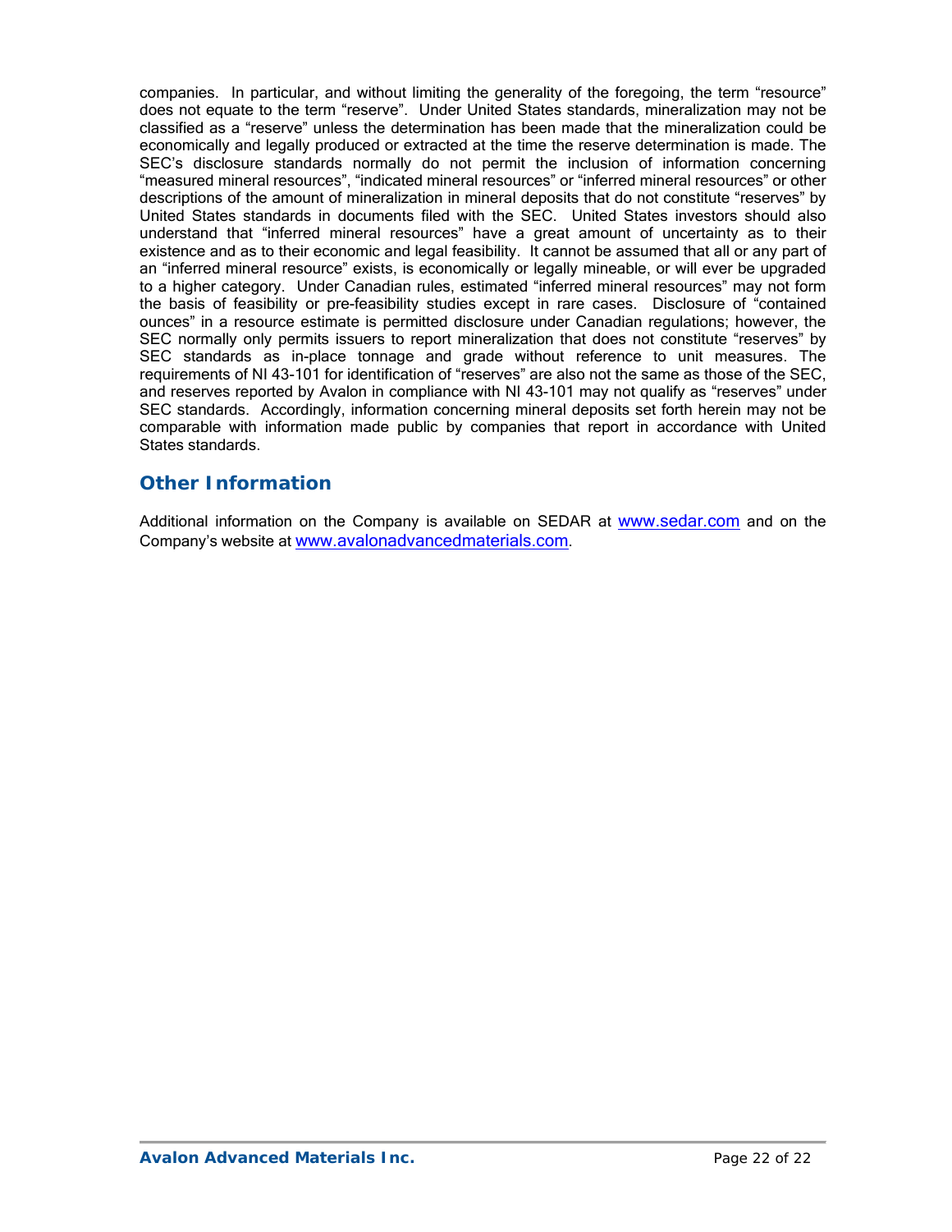companies. In particular, and without limiting the generality of the foregoing, the term "resource" does not equate to the term "reserve". Under United States standards, mineralization may not be classified as a "reserve" unless the determination has been made that the mineralization could be economically and legally produced or extracted at the time the reserve determination is made. The SEC's disclosure standards normally do not permit the inclusion of information concerning "measured mineral resources", "indicated mineral resources" or "inferred mineral resources" or other descriptions of the amount of mineralization in mineral deposits that do not constitute "reserves" by United States standards in documents filed with the SEC. United States investors should also understand that "inferred mineral resources" have a great amount of uncertainty as to their existence and as to their economic and legal feasibility. It cannot be assumed that all or any part of an "inferred mineral resource" exists, is economically or legally mineable, or will ever be upgraded to a higher category. Under Canadian rules, estimated "inferred mineral resources" may not form the basis of feasibility or pre-feasibility studies except in rare cases. Disclosure of "contained ounces" in a resource estimate is permitted disclosure under Canadian regulations; however, the SEC normally only permits issuers to report mineralization that does not constitute "reserves" by SEC standards as in-place tonnage and grade without reference to unit measures. The requirements of NI 43-101 for identification of "reserves" are also not the same as those of the SEC, and reserves reported by Avalon in compliance with NI 43-101 may not qualify as "reserves" under SEC standards. Accordingly, information concerning mineral deposits set forth herein may not be comparable with information made public by companies that report in accordance with United States standards.

## Other Information

Additional information on the Company is available on SEDAR at www.sedar.com and on the Company's website at www.avalonadvancedmaterials.com.